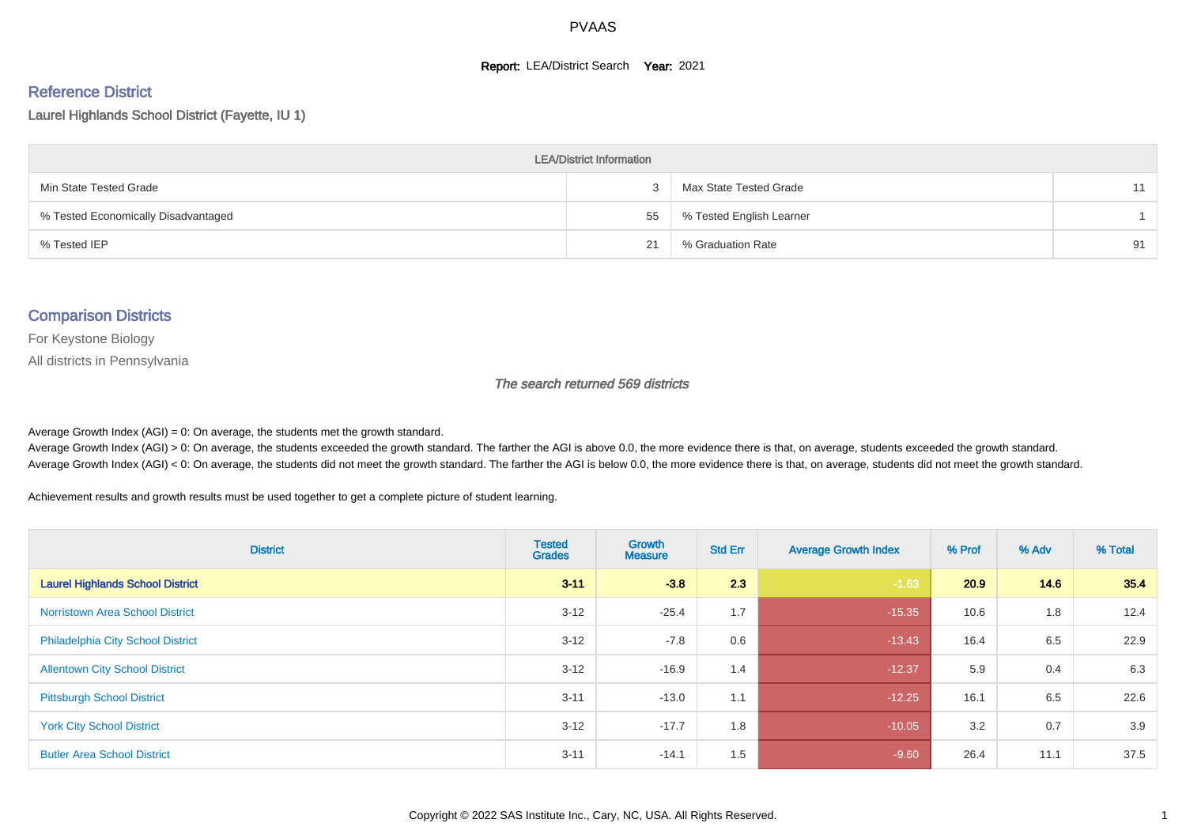# PVAAS

**Report:** LEA/District Search **Year:** 2021

## Reference District

### Laurel Highlands School District (Fayette, IU 1)

| LEA/District Information | | | |
|---|---|---|---|
| Min State Tested Grade | 3 | Max State Tested Grade | 11 |
| % Tested Economically Disadvantaged | 55 | % Tested English Learner | 1 |
| % Tested IEP | 21 | % Graduation Rate | 91 |

## Comparison Districts

For Keystone Biology

All districts in Pennsylvania

*The search returned 569 districts*

Average Growth Index (AGI) = 0: On average, the students met the growth standard.
Average Growth Index (AGI) > 0: On average, the students exceeded the growth standard. The farther the AGI is above 0.0, the more evidence there is that, on average, students exceeded the growth standard.
Average Growth Index (AGI) < 0: On average, the students did not meet the growth standard. The farther the AGI is below 0.0, the more evidence there is that, on average, students did not meet the growth standard.

Achievement results and growth results must be used together to get a complete picture of student learning.

| District | Tested Grades | Growth Measure | Std Err | Average Growth Index | % Prof | % Adv | % Total |
|---|---|---|---|---|---|---|---|
| **Laurel Highlands School District** | **3-11** | **-3.8** | **2.3** | **-1.63** | **20.9** | **14.6** | **35.4** |
| Norristown Area School District | 3-12 | -25.4 | 1.7 | -15.35 | 10.6 | 1.8 | 12.4 |
| Philadelphia City School District | 3-12 | -7.8 | 0.6 | -13.43 | 16.4 | 6.5 | 22.9 |
| Allentown City School District | 3-12 | -16.9 | 1.4 | -12.37 | 5.9 | 0.4 | 6.3 |
| Pittsburgh School District | 3-11 | -13.0 | 1.1 | -12.25 | 16.1 | 6.5 | 22.6 |
| York City School District | 3-12 | -17.7 | 1.8 | -10.05 | 3.2 | 0.7 | 3.9 |
| Butler Area School District | 3-11 | -14.1 | 1.5 | -9.60 | 26.4 | 11.1 | 37.5 |

Copyright © 2022 SAS Institute Inc., Cary, NC, USA. All Rights Reserved.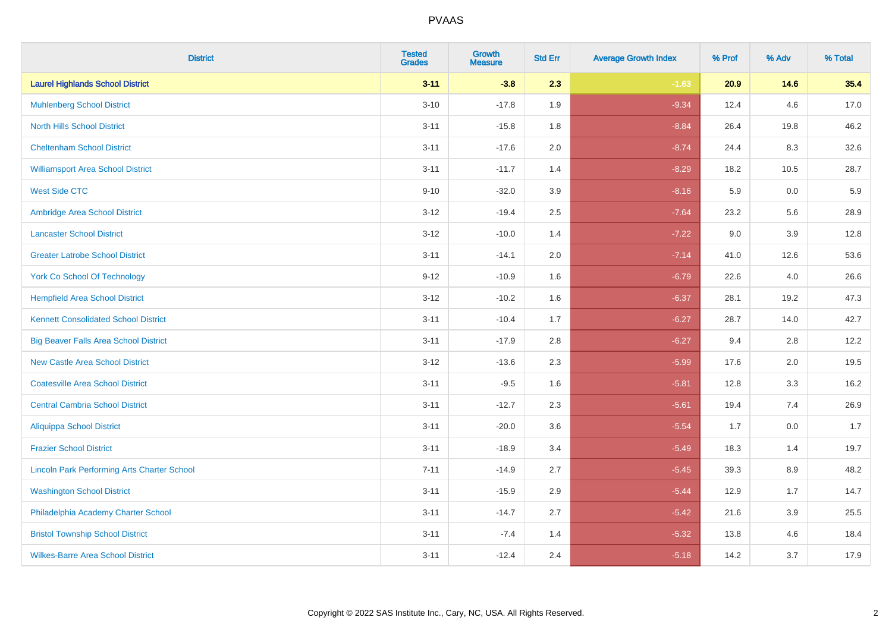| District | Tested Grades | Growth Measure | Std Err | Average Growth Index | % Prof | % Adv | % Total |
|---|---|---|---|---|---|---|---|
| **Laurel Highlands School District** | **3-11** | **-3.8** | **2.3** | **-1.63** | **20.9** | **14.6** | **35.4** |
| Muhlenberg School District | 3-10 | -17.8 | 1.9 | -9.34 | 12.4 | 4.6 | 17.0 |
| North Hills School District | 3-11 | -15.8 | 1.8 | -8.84 | 26.4 | 19.8 | 46.2 |
| Cheltenham School District | 3-11 | -17.6 | 2.0 | -8.74 | 24.4 | 8.3 | 32.6 |
| Williamsport Area School District | 3-11 | -11.7 | 1.4 | -8.29 | 18.2 | 10.5 | 28.7 |
| West Side CTC | 9-10 | -32.0 | 3.9 | -8.16 | 5.9 | 0.0 | 5.9 |
| Ambridge Area School District | 3-12 | -19.4 | 2.5 | -7.64 | 23.2 | 5.6 | 28.9 |
| Lancaster School District | 3-12 | -10.0 | 1.4 | -7.22 | 9.0 | 3.9 | 12.8 |
| Greater Latrobe School District | 3-11 | -14.1 | 2.0 | -7.14 | 41.0 | 12.6 | 53.6 |
| York Co School Of Technology | 9-12 | -10.9 | 1.6 | -6.79 | 22.6 | 4.0 | 26.6 |
| Hempfield Area School District | 3-12 | -10.2 | 1.6 | -6.37 | 28.1 | 19.2 | 47.3 |
| Kennett Consolidated School District | 3-11 | -10.4 | 1.7 | -6.27 | 28.7 | 14.0 | 42.7 |
| Big Beaver Falls Area School District | 3-11 | -17.9 | 2.8 | -6.27 | 9.4 | 2.8 | 12.2 |
| New Castle Area School District | 3-12 | -13.6 | 2.3 | -5.99 | 17.6 | 2.0 | 19.5 |
| Coatesville Area School District | 3-11 | -9.5 | 1.6 | -5.81 | 12.8 | 3.3 | 16.2 |
| Central Cambria School District | 3-11 | -12.7 | 2.3 | -5.61 | 19.4 | 7.4 | 26.9 |
| Aliquippa School District | 3-11 | -20.0 | 3.6 | -5.54 | 1.7 | 0.0 | 1.7 |
| Frazier School District | 3-11 | -18.9 | 3.4 | -5.49 | 18.3 | 1.4 | 19.7 |
| Lincoln Park Performing Arts Charter School | 7-11 | -14.9 | 2.7 | -5.45 | 39.3 | 8.9 | 48.2 |
| Washington School District | 3-11 | -15.9 | 2.9 | -5.44 | 12.9 | 1.7 | 14.7 |
| Philadelphia Academy Charter School | 3-11 | -14.7 | 2.7 | -5.42 | 21.6 | 3.9 | 25.5 |
| Bristol Township School District | 3-11 | -7.4 | 1.4 | -5.32 | 13.8 | 4.6 | 18.4 |
| Wilkes-Barre Area School District | 3-11 | -12.4 | 2.4 | -5.18 | 14.2 | 3.7 | 17.9 |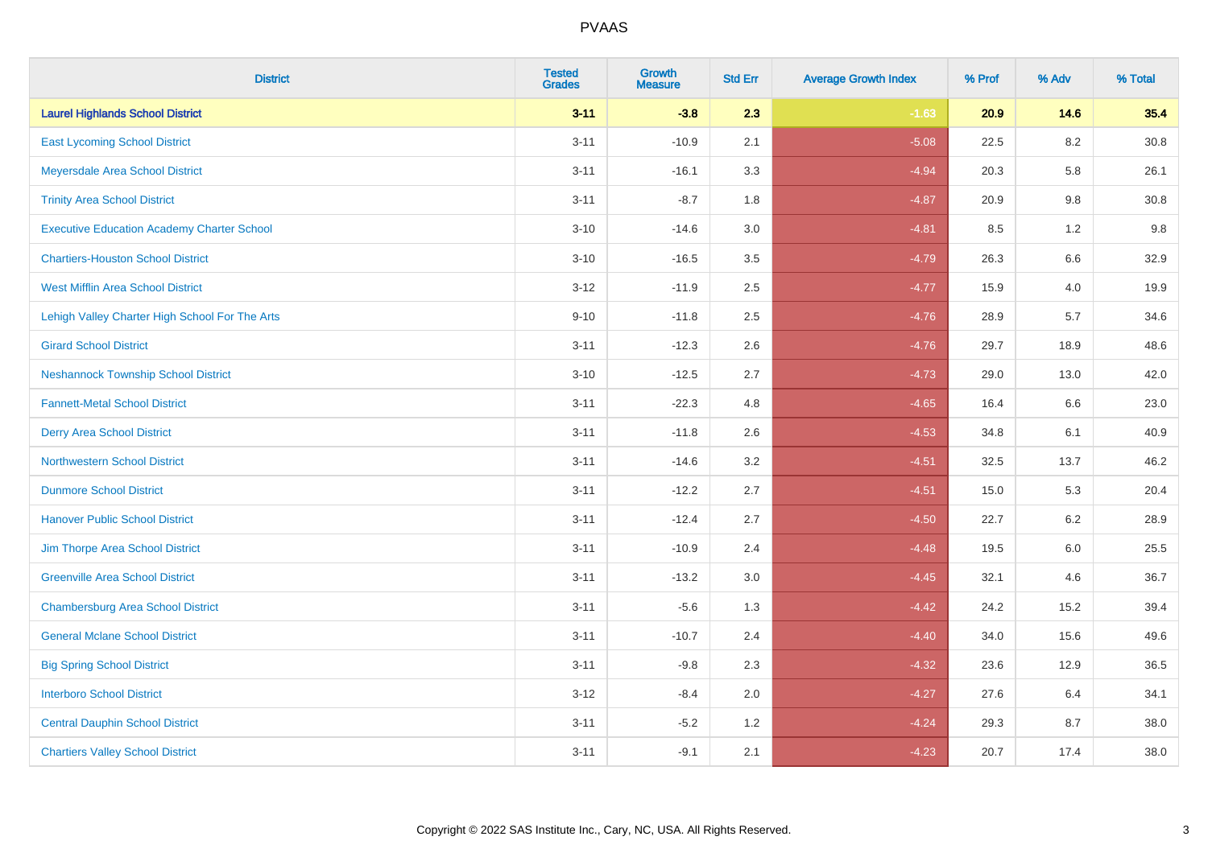# PVAAS

| District | Tested Grades | Growth Measure | Std Err | Average Growth Index | % Prof | % Adv | % Total |
|---|---|---|---|---|---|---|---|
| **Laurel Highlands School District** | **3-11** | **-3.8** | **2.3** | **-1.63** | **20.9** | **14.6** | **35.4** |
| East Lycoming School District | 3-11 | -10.9 | 2.1 | -5.08 | 22.5 | 8.2 | 30.8 |
| Meyersdale Area School District | 3-11 | -16.1 | 3.3 | -4.94 | 20.3 | 5.8 | 26.1 |
| Trinity Area School District | 3-11 | -8.7 | 1.8 | -4.87 | 20.9 | 9.8 | 30.8 |
| Executive Education Academy Charter School | 3-10 | -14.6 | 3.0 | -4.81 | 8.5 | 1.2 | 9.8 |
| Chartiers-Houston School District | 3-10 | -16.5 | 3.5 | -4.79 | 26.3 | 6.6 | 32.9 |
| West Mifflin Area School District | 3-12 | -11.9 | 2.5 | -4.77 | 15.9 | 4.0 | 19.9 |
| Lehigh Valley Charter High School For The Arts | 9-10 | -11.8 | 2.5 | -4.76 | 28.9 | 5.7 | 34.6 |
| Girard School District | 3-11 | -12.3 | 2.6 | -4.76 | 29.7 | 18.9 | 48.6 |
| Neshannock Township School District | 3-10 | -12.5 | 2.7 | -4.73 | 29.0 | 13.0 | 42.0 |
| Fannett-Metal School District | 3-11 | -22.3 | 4.8 | -4.65 | 16.4 | 6.6 | 23.0 |
| Derry Area School District | 3-11 | -11.8 | 2.6 | -4.53 | 34.8 | 6.1 | 40.9 |
| Northwestern School District | 3-11 | -14.6 | 3.2 | -4.51 | 32.5 | 13.7 | 46.2 |
| Dunmore School District | 3-11 | -12.2 | 2.7 | -4.51 | 15.0 | 5.3 | 20.4 |
| Hanover Public School District | 3-11 | -12.4 | 2.7 | -4.50 | 22.7 | 6.2 | 28.9 |
| Jim Thorpe Area School District | 3-11 | -10.9 | 2.4 | -4.48 | 19.5 | 6.0 | 25.5 |
| Greenville Area School District | 3-11 | -13.2 | 3.0 | -4.45 | 32.1 | 4.6 | 36.7 |
| Chambersburg Area School District | 3-11 | -5.6 | 1.3 | -4.42 | 24.2 | 15.2 | 39.4 |
| General Mclane School District | 3-11 | -10.7 | 2.4 | -4.40 | 34.0 | 15.6 | 49.6 |
| Big Spring School District | 3-11 | -9.8 | 2.3 | -4.32 | 23.6 | 12.9 | 36.5 |
| Interboro School District | 3-12 | -8.4 | 2.0 | -4.27 | 27.6 | 6.4 | 34.1 |
| Central Dauphin School District | 3-11 | -5.2 | 1.2 | -4.24 | 29.3 | 8.7 | 38.0 |
| Chartiers Valley School District | 3-11 | -9.1 | 2.1 | -4.23 | 20.7 | 17.4 | 38.0 |

Copyright © 2022 SAS Institute Inc., Cary, NC, USA. All Rights Reserved.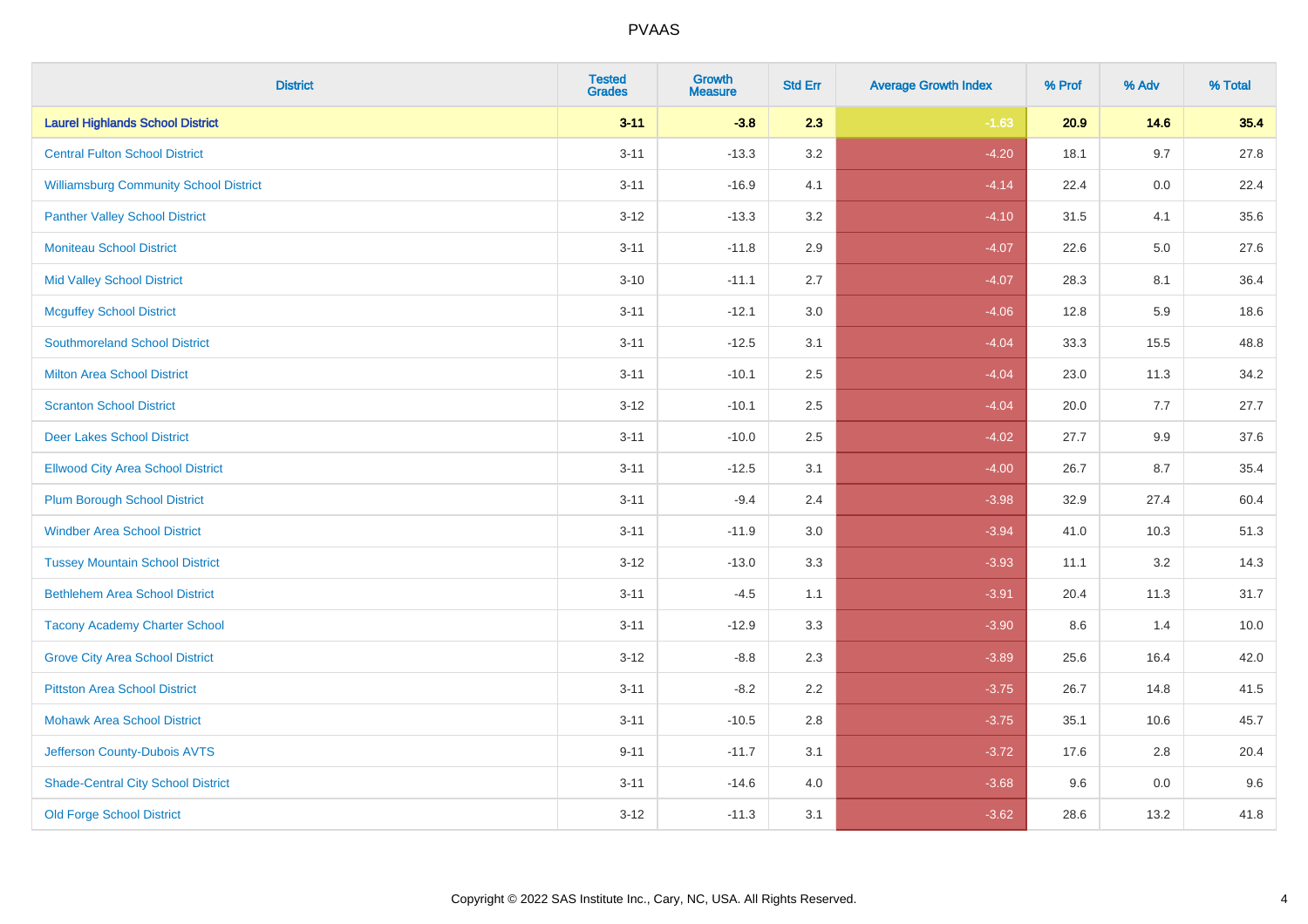PVAAS

| District | Tested Grades | Growth Measure | Std Err | Average Growth Index | % Prof | % Adv | % Total |
|---|---|---|---|---|---|---|---|
| **Laurel Highlands School District** | **3-11** | **-3.8** | **2.3** | **-1.63** | **20.9** | **14.6** | **35.4** |
| Central Fulton School District | 3-11 | -13.3 | 3.2 | -4.20 | 18.1 | 9.7 | 27.8 |
| Williamsburg Community School District | 3-11 | -16.9 | 4.1 | -4.14 | 22.4 | 0.0 | 22.4 |
| Panther Valley School District | 3-12 | -13.3 | 3.2 | -4.10 | 31.5 | 4.1 | 35.6 |
| Moniteau School District | 3-11 | -11.8 | 2.9 | -4.07 | 22.6 | 5.0 | 27.6 |
| Mid Valley School District | 3-10 | -11.1 | 2.7 | -4.07 | 28.3 | 8.1 | 36.4 |
| Mcguffey School District | 3-11 | -12.1 | 3.0 | -4.06 | 12.8 | 5.9 | 18.6 |
| Southmoreland School District | 3-11 | -12.5 | 3.1 | -4.04 | 33.3 | 15.5 | 48.8 |
| Milton Area School District | 3-11 | -10.1 | 2.5 | -4.04 | 23.0 | 11.3 | 34.2 |
| Scranton School District | 3-12 | -10.1 | 2.5 | -4.04 | 20.0 | 7.7 | 27.7 |
| Deer Lakes School District | 3-11 | -10.0 | 2.5 | -4.02 | 27.7 | 9.9 | 37.6 |
| Ellwood City Area School District | 3-11 | -12.5 | 3.1 | -4.00 | 26.7 | 8.7 | 35.4 |
| Plum Borough School District | 3-11 | -9.4 | 2.4 | -3.98 | 32.9 | 27.4 | 60.4 |
| Windber Area School District | 3-11 | -11.9 | 3.0 | -3.94 | 41.0 | 10.3 | 51.3 |
| Tussey Mountain School District | 3-12 | -13.0 | 3.3 | -3.93 | 11.1 | 3.2 | 14.3 |
| Bethlehem Area School District | 3-11 | -4.5 | 1.1 | -3.91 | 20.4 | 11.3 | 31.7 |
| Tacony Academy Charter School | 3-11 | -12.9 | 3.3 | -3.90 | 8.6 | 1.4 | 10.0 |
| Grove City Area School District | 3-12 | -8.8 | 2.3 | -3.89 | 25.6 | 16.4 | 42.0 |
| Pittston Area School District | 3-11 | -8.2 | 2.2 | -3.75 | 26.7 | 14.8 | 41.5 |
| Mohawk Area School District | 3-11 | -10.5 | 2.8 | -3.75 | 35.1 | 10.6 | 45.7 |
| Jefferson County-Dubois AVTS | 9-11 | -11.7 | 3.1 | -3.72 | 17.6 | 2.8 | 20.4 |
| Shade-Central City School District | 3-11 | -14.6 | 4.0 | -3.68 | 9.6 | 0.0 | 9.6 |
| Old Forge School District | 3-12 | -11.3 | 3.1 | -3.62 | 28.6 | 13.2 | 41.8 |

Copyright © 2022 SAS Institute Inc., Cary, NC, USA. All Rights Reserved.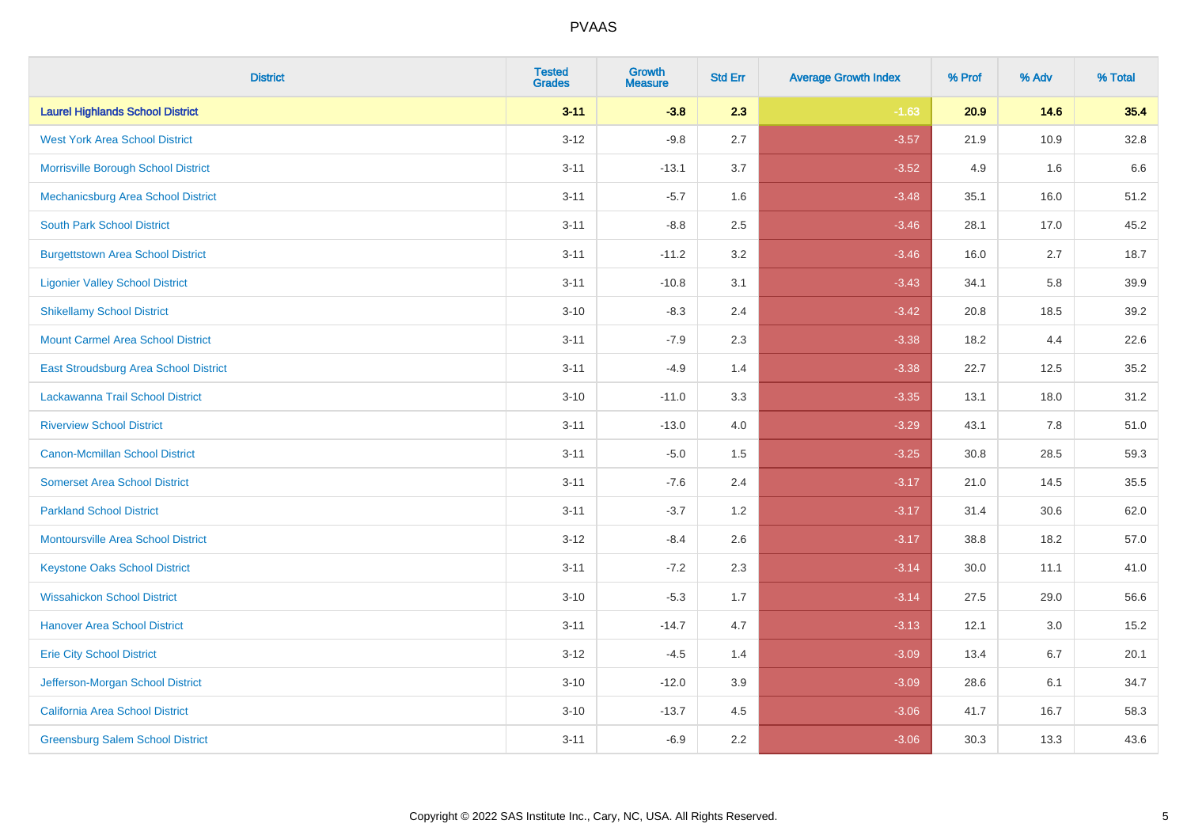| District | Tested Grades | Growth Measure | Std Err | Average Growth Index | % Prof | % Adv | % Total |
|---|---|---|---|---|---|---|---|
| **Laurel Highlands School District** | **3-11** | **-3.8** | **2.3** | **-1.63** | **20.9** | **14.6** | **35.4** |
| West York Area School District | 3-12 | -9.8 | 2.7 | -3.57 | 21.9 | 10.9 | 32.8 |
| Morrisville Borough School District | 3-11 | -13.1 | 3.7 | -3.52 | 4.9 | 1.6 | 6.6 |
| Mechanicsburg Area School District | 3-11 | -5.7 | 1.6 | -3.48 | 35.1 | 16.0 | 51.2 |
| South Park School District | 3-11 | -8.8 | 2.5 | -3.46 | 28.1 | 17.0 | 45.2 |
| Burgettstown Area School District | 3-11 | -11.2 | 3.2 | -3.46 | 16.0 | 2.7 | 18.7 |
| Ligonier Valley School District | 3-11 | -10.8 | 3.1 | -3.43 | 34.1 | 5.8 | 39.9 |
| Shikellamy School District | 3-10 | -8.3 | 2.4 | -3.42 | 20.8 | 18.5 | 39.2 |
| Mount Carmel Area School District | 3-11 | -7.9 | 2.3 | -3.38 | 18.2 | 4.4 | 22.6 |
| East Stroudsburg Area School District | 3-11 | -4.9 | 1.4 | -3.38 | 22.7 | 12.5 | 35.2 |
| Lackawanna Trail School District | 3-10 | -11.0 | 3.3 | -3.35 | 13.1 | 18.0 | 31.2 |
| Riverview School District | 3-11 | -13.0 | 4.0 | -3.29 | 43.1 | 7.8 | 51.0 |
| Canon-Mcmillan School District | 3-11 | -5.0 | 1.5 | -3.25 | 30.8 | 28.5 | 59.3 |
| Somerset Area School District | 3-11 | -7.6 | 2.4 | -3.17 | 21.0 | 14.5 | 35.5 |
| Parkland School District | 3-11 | -3.7 | 1.2 | -3.17 | 31.4 | 30.6 | 62.0 |
| Montoursville Area School District | 3-12 | -8.4 | 2.6 | -3.17 | 38.8 | 18.2 | 57.0 |
| Keystone Oaks School District | 3-11 | -7.2 | 2.3 | -3.14 | 30.0 | 11.1 | 41.0 |
| Wissahickon School District | 3-10 | -5.3 | 1.7 | -3.14 | 27.5 | 29.0 | 56.6 |
| Hanover Area School District | 3-11 | -14.7 | 4.7 | -3.13 | 12.1 | 3.0 | 15.2 |
| Erie City School District | 3-12 | -4.5 | 1.4 | -3.09 | 13.4 | 6.7 | 20.1 |
| Jefferson-Morgan School District | 3-10 | -12.0 | 3.9 | -3.09 | 28.6 | 6.1 | 34.7 |
| California Area School District | 3-10 | -13.7 | 4.5 | -3.06 | 41.7 | 16.7 | 58.3 |
| Greensburg Salem School District | 3-11 | -6.9 | 2.2 | -3.06 | 30.3 | 13.3 | 43.6 |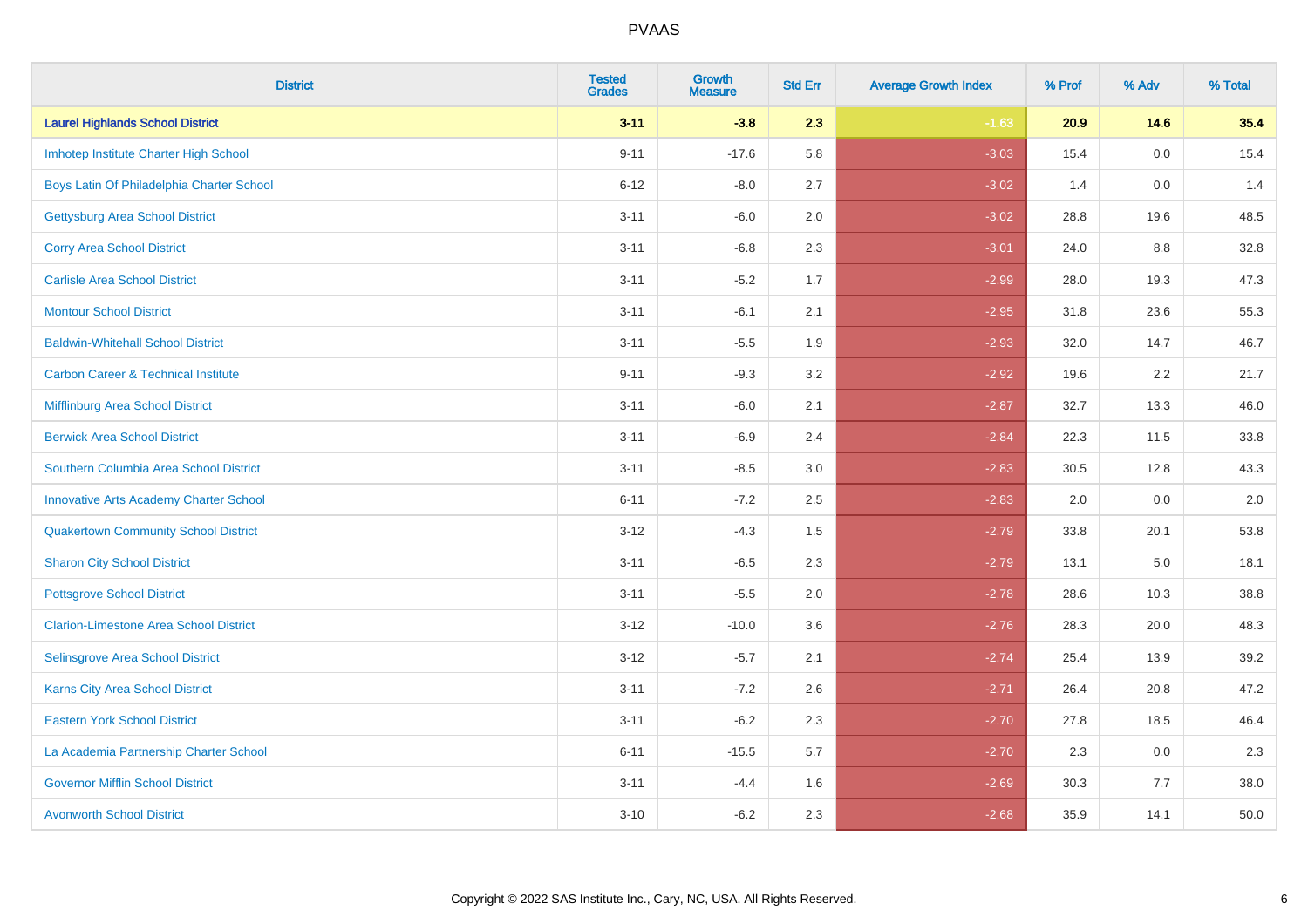# PVAAS

| District | Tested Grades | Growth Measure | Std Err | Average Growth Index | % Prof | % Adv | % Total |
|---|---|---|---|---|---|---|---|
| **Laurel Highlands School District** | **3-11** | **-3.8** | **2.3** | **-1.63** | **20.9** | **14.6** | **35.4** |
| Imhotep Institute Charter High School | 9-11 | -17.6 | 5.8 | -3.03 | 15.4 | 0.0 | 15.4 |
| Boys Latin Of Philadelphia Charter School | 6-12 | -8.0 | 2.7 | -3.02 | 1.4 | 0.0 | 1.4 |
| Gettysburg Area School District | 3-11 | -6.0 | 2.0 | -3.02 | 28.8 | 19.6 | 48.5 |
| Corry Area School District | 3-11 | -6.8 | 2.3 | -3.01 | 24.0 | 8.8 | 32.8 |
| Carlisle Area School District | 3-11 | -5.2 | 1.7 | -2.99 | 28.0 | 19.3 | 47.3 |
| Montour School District | 3-11 | -6.1 | 2.1 | -2.95 | 31.8 | 23.6 | 55.3 |
| Baldwin-Whitehall School District | 3-11 | -5.5 | 1.9 | -2.93 | 32.0 | 14.7 | 46.7 |
| Carbon Career & Technical Institute | 9-11 | -9.3 | 3.2 | -2.92 | 19.6 | 2.2 | 21.7 |
| Mifflinburg Area School District | 3-11 | -6.0 | 2.1 | -2.87 | 32.7 | 13.3 | 46.0 |
| Berwick Area School District | 3-11 | -6.9 | 2.4 | -2.84 | 22.3 | 11.5 | 33.8 |
| Southern Columbia Area School District | 3-11 | -8.5 | 3.0 | -2.83 | 30.5 | 12.8 | 43.3 |
| Innovative Arts Academy Charter School | 6-11 | -7.2 | 2.5 | -2.83 | 2.0 | 0.0 | 2.0 |
| Quakertown Community School District | 3-12 | -4.3 | 1.5 | -2.79 | 33.8 | 20.1 | 53.8 |
| Sharon City School District | 3-11 | -6.5 | 2.3 | -2.79 | 13.1 | 5.0 | 18.1 |
| Pottsgrove School District | 3-11 | -5.5 | 2.0 | -2.78 | 28.6 | 10.3 | 38.8 |
| Clarion-Limestone Area School District | 3-12 | -10.0 | 3.6 | -2.76 | 28.3 | 20.0 | 48.3 |
| Selinsgrove Area School District | 3-12 | -5.7 | 2.1 | -2.74 | 25.4 | 13.9 | 39.2 |
| Karns City Area School District | 3-11 | -7.2 | 2.6 | -2.71 | 26.4 | 20.8 | 47.2 |
| Eastern York School District | 3-11 | -6.2 | 2.3 | -2.70 | 27.8 | 18.5 | 46.4 |
| La Academia Partnership Charter School | 6-11 | -15.5 | 5.7 | -2.70 | 2.3 | 0.0 | 2.3 |
| Governor Mifflin School District | 3-11 | -4.4 | 1.6 | -2.69 | 30.3 | 7.7 | 38.0 |
| Avonworth School District | 3-10 | -6.2 | 2.3 | -2.68 | 35.9 | 14.1 | 50.0 |

Copyright © 2022 SAS Institute Inc., Cary, NC, USA. All Rights Reserved.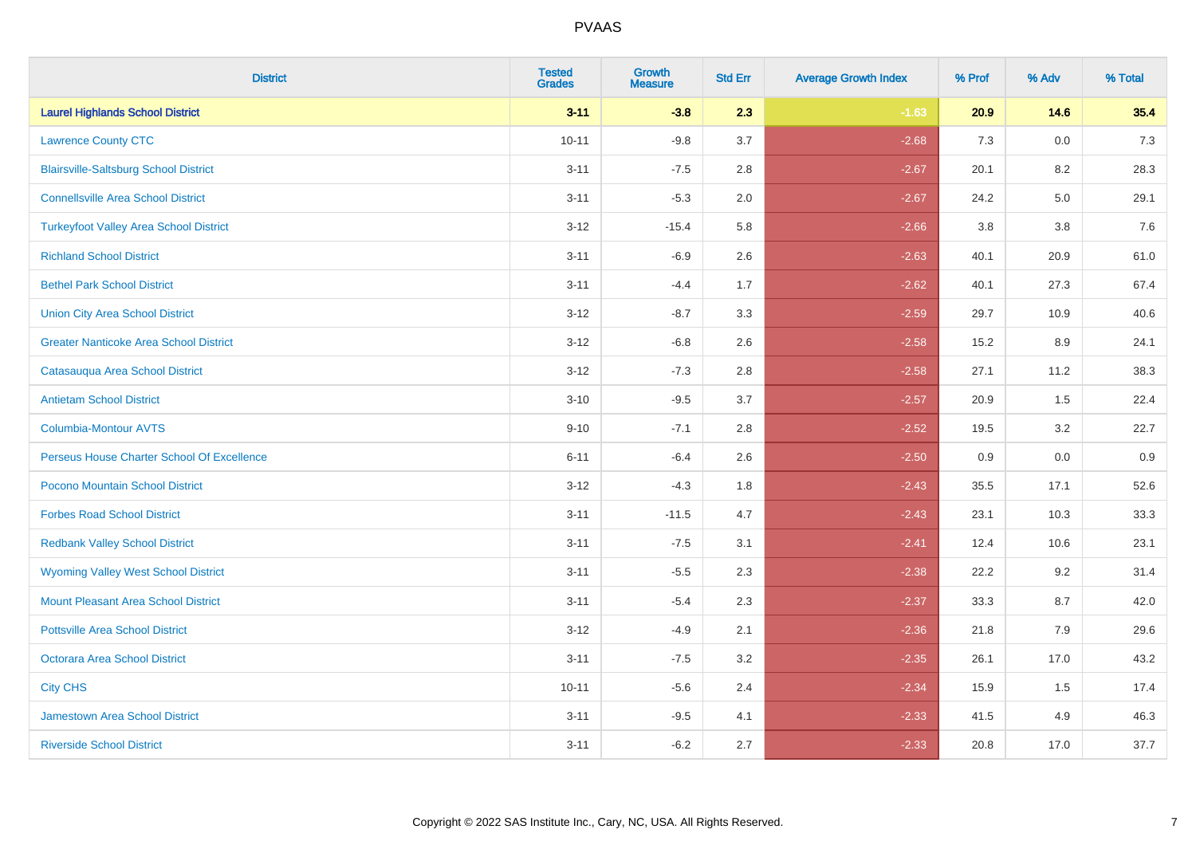# PVAAS

| District | Tested Grades | Growth Measure | Std Err | Average Growth Index | % Prof | % Adv | % Total |
|---|---|---|---|---|---|---|---|
| **Laurel Highlands School District** | **3-11** | **-3.8** | **2.3** | **-1.63** | **20.9** | **14.6** | **35.4** |
| Lawrence County CTC | 10-11 | -9.8 | 3.7 | -2.68 | 7.3 | 0.0 | 7.3 |
| Blairsville-Saltsburg School District | 3-11 | -7.5 | 2.8 | -2.67 | 20.1 | 8.2 | 28.3 |
| Connellsville Area School District | 3-11 | -5.3 | 2.0 | -2.67 | 24.2 | 5.0 | 29.1 |
| Turkeyfoot Valley Area School District | 3-12 | -15.4 | 5.8 | -2.66 | 3.8 | 3.8 | 7.6 |
| Richland School District | 3-11 | -6.9 | 2.6 | -2.63 | 40.1 | 20.9 | 61.0 |
| Bethel Park School District | 3-11 | -4.4 | 1.7 | -2.62 | 40.1 | 27.3 | 67.4 |
| Union City Area School District | 3-12 | -8.7 | 3.3 | -2.59 | 29.7 | 10.9 | 40.6 |
| Greater Nanticoke Area School District | 3-12 | -6.8 | 2.6 | -2.58 | 15.2 | 8.9 | 24.1 |
| Catasauqua Area School District | 3-12 | -7.3 | 2.8 | -2.58 | 27.1 | 11.2 | 38.3 |
| Antietam School District | 3-10 | -9.5 | 3.7 | -2.57 | 20.9 | 1.5 | 22.4 |
| Columbia-Montour AVTS | 9-10 | -7.1 | 2.8 | -2.52 | 19.5 | 3.2 | 22.7 |
| Perseus House Charter School Of Excellence | 6-11 | -6.4 | 2.6 | -2.50 | 0.9 | 0.0 | 0.9 |
| Pocono Mountain School District | 3-12 | -4.3 | 1.8 | -2.43 | 35.5 | 17.1 | 52.6 |
| Forbes Road School District | 3-11 | -11.5 | 4.7 | -2.43 | 23.1 | 10.3 | 33.3 |
| Redbank Valley School District | 3-11 | -7.5 | 3.1 | -2.41 | 12.4 | 10.6 | 23.1 |
| Wyoming Valley West School District | 3-11 | -5.5 | 2.3 | -2.38 | 22.2 | 9.2 | 31.4 |
| Mount Pleasant Area School District | 3-11 | -5.4 | 2.3 | -2.37 | 33.3 | 8.7 | 42.0 |
| Pottsville Area School District | 3-12 | -4.9 | 2.1 | -2.36 | 21.8 | 7.9 | 29.6 |
| Octorara Area School District | 3-11 | -7.5 | 3.2 | -2.35 | 26.1 | 17.0 | 43.2 |
| City CHS | 10-11 | -5.6 | 2.4 | -2.34 | 15.9 | 1.5 | 17.4 |
| Jamestown Area School District | 3-11 | -9.5 | 4.1 | -2.33 | 41.5 | 4.9 | 46.3 |
| Riverside School District | 3-11 | -6.2 | 2.7 | -2.33 | 20.8 | 17.0 | 37.7 |

Copyright © 2022 SAS Institute Inc., Cary, NC, USA. All Rights Reserved.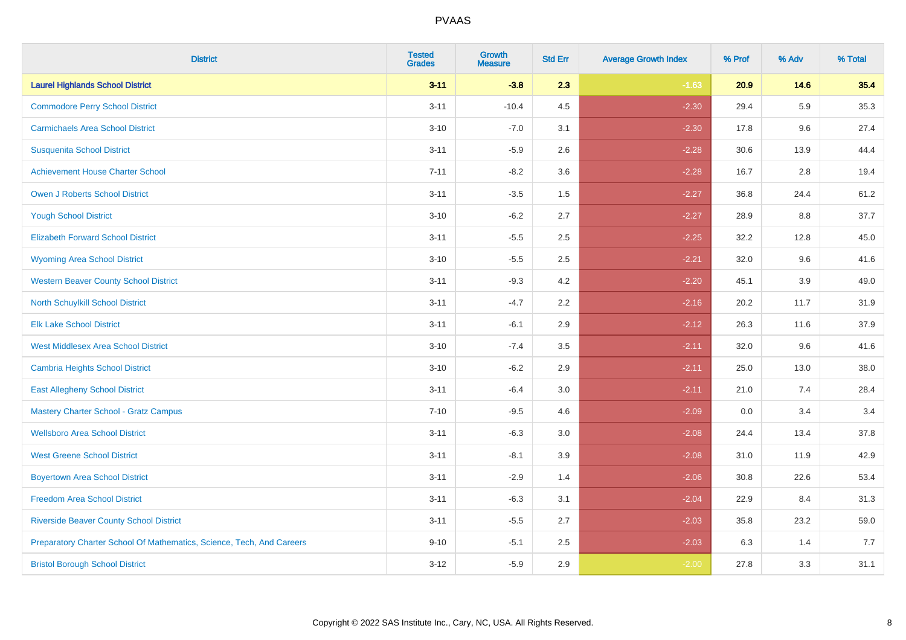| District | Tested Grades | Growth Measure | Std Err | Average Growth Index | % Prof | % Adv | % Total |
|---|---|---|---|---|---|---|---|
| **Laurel Highlands School District** | **3-11** | **-3.8** | **2.3** | **-1.63** | **20.9** | **14.6** | **35.4** |
| Commodore Perry School District | 3-11 | -10.4 | 4.5 | -2.30 | 29.4 | 5.9 | 35.3 |
| Carmichaels Area School District | 3-10 | -7.0 | 3.1 | -2.30 | 17.8 | 9.6 | 27.4 |
| Susquenita School District | 3-11 | -5.9 | 2.6 | -2.28 | 30.6 | 13.9 | 44.4 |
| Achievement House Charter School | 7-11 | -8.2 | 3.6 | -2.28 | 16.7 | 2.8 | 19.4 |
| Owen J Roberts School District | 3-11 | -3.5 | 1.5 | -2.27 | 36.8 | 24.4 | 61.2 |
| Yough School District | 3-10 | -6.2 | 2.7 | -2.27 | 28.9 | 8.8 | 37.7 |
| Elizabeth Forward School District | 3-11 | -5.5 | 2.5 | -2.25 | 32.2 | 12.8 | 45.0 |
| Wyoming Area School District | 3-10 | -5.5 | 2.5 | -2.21 | 32.0 | 9.6 | 41.6 |
| Western Beaver County School District | 3-11 | -9.3 | 4.2 | -2.20 | 45.1 | 3.9 | 49.0 |
| North Schuylkill School District | 3-11 | -4.7 | 2.2 | -2.16 | 20.2 | 11.7 | 31.9 |
| Elk Lake School District | 3-11 | -6.1 | 2.9 | -2.12 | 26.3 | 11.6 | 37.9 |
| West Middlesex Area School District | 3-10 | -7.4 | 3.5 | -2.11 | 32.0 | 9.6 | 41.6 |
| Cambria Heights School District | 3-10 | -6.2 | 2.9 | -2.11 | 25.0 | 13.0 | 38.0 |
| East Allegheny School District | 3-11 | -6.4 | 3.0 | -2.11 | 21.0 | 7.4 | 28.4 |
| Mastery Charter School - Gratz Campus | 7-10 | -9.5 | 4.6 | -2.09 | 0.0 | 3.4 | 3.4 |
| Wellsboro Area School District | 3-11 | -6.3 | 3.0 | -2.08 | 24.4 | 13.4 | 37.8 |
| West Greene School District | 3-11 | -8.1 | 3.9 | -2.08 | 31.0 | 11.9 | 42.9 |
| Boyertown Area School District | 3-11 | -2.9 | 1.4 | -2.06 | 30.8 | 22.6 | 53.4 |
| Freedom Area School District | 3-11 | -6.3 | 3.1 | -2.04 | 22.9 | 8.4 | 31.3 |
| Riverside Beaver County School District | 3-11 | -5.5 | 2.7 | -2.03 | 35.8 | 23.2 | 59.0 |
| Preparatory Charter School Of Mathematics, Science, Tech, And Careers | 9-10 | -5.1 | 2.5 | -2.03 | 6.3 | 1.4 | 7.7 |
| Bristol Borough School District | 3-12 | -5.9 | 2.9 | -2.00 | 27.8 | 3.3 | 31.1 |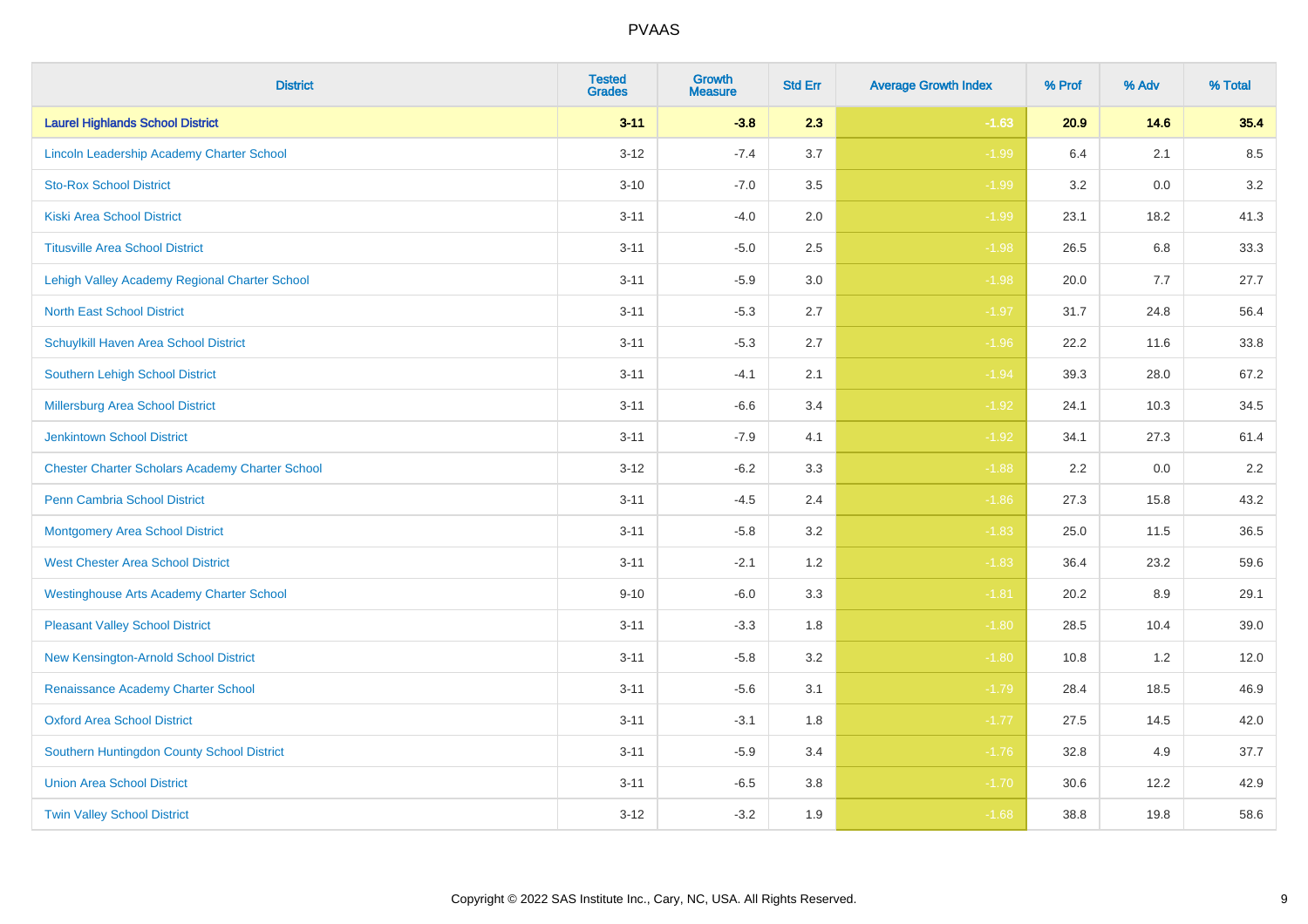| District | Tested Grades | Growth Measure | Std Err | Average Growth Index | % Prof | % Adv | % Total |
|---|---|---|---|---|---|---|---|
| **Laurel Highlands School District** | **3-11** | **-3.8** | **2.3** | **-1.63** | **20.9** | **14.6** | **35.4** |
| Lincoln Leadership Academy Charter School | 3-12 | -7.4 | 3.7 | -1.99 | 6.4 | 2.1 | 8.5 |
| Sto-Rox School District | 3-10 | -7.0 | 3.5 | -1.99 | 3.2 | 0.0 | 3.2 |
| Kiski Area School District | 3-11 | -4.0 | 2.0 | -1.99 | 23.1 | 18.2 | 41.3 |
| Titusville Area School District | 3-11 | -5.0 | 2.5 | -1.98 | 26.5 | 6.8 | 33.3 |
| Lehigh Valley Academy Regional Charter School | 3-11 | -5.9 | 3.0 | -1.98 | 20.0 | 7.7 | 27.7 |
| North East School District | 3-11 | -5.3 | 2.7 | -1.97 | 31.7 | 24.8 | 56.4 |
| Schuylkill Haven Area School District | 3-11 | -5.3 | 2.7 | -1.96 | 22.2 | 11.6 | 33.8 |
| Southern Lehigh School District | 3-11 | -4.1 | 2.1 | -1.94 | 39.3 | 28.0 | 67.2 |
| Millersburg Area School District | 3-11 | -6.6 | 3.4 | -1.92 | 24.1 | 10.3 | 34.5 |
| Jenkintown School District | 3-11 | -7.9 | 4.1 | -1.92 | 34.1 | 27.3 | 61.4 |
| Chester Charter Scholars Academy Charter School | 3-12 | -6.2 | 3.3 | -1.88 | 2.2 | 0.0 | 2.2 |
| Penn Cambria School District | 3-11 | -4.5 | 2.4 | -1.86 | 27.3 | 15.8 | 43.2 |
| Montgomery Area School District | 3-11 | -5.8 | 3.2 | -1.83 | 25.0 | 11.5 | 36.5 |
| West Chester Area School District | 3-11 | -2.1 | 1.2 | -1.83 | 36.4 | 23.2 | 59.6 |
| Westinghouse Arts Academy Charter School | 9-10 | -6.0 | 3.3 | -1.81 | 20.2 | 8.9 | 29.1 |
| Pleasant Valley School District | 3-11 | -3.3 | 1.8 | -1.80 | 28.5 | 10.4 | 39.0 |
| New Kensington-Arnold School District | 3-11 | -5.8 | 3.2 | -1.80 | 10.8 | 1.2 | 12.0 |
| Renaissance Academy Charter School | 3-11 | -5.6 | 3.1 | -1.79 | 28.4 | 18.5 | 46.9 |
| Oxford Area School District | 3-11 | -3.1 | 1.8 | -1.77 | 27.5 | 14.5 | 42.0 |
| Southern Huntingdon County School District | 3-11 | -5.9 | 3.4 | -1.76 | 32.8 | 4.9 | 37.7 |
| Union Area School District | 3-11 | -6.5 | 3.8 | -1.70 | 30.6 | 12.2 | 42.9 |
| Twin Valley School District | 3-12 | -3.2 | 1.9 | -1.68 | 38.8 | 19.8 | 58.6 |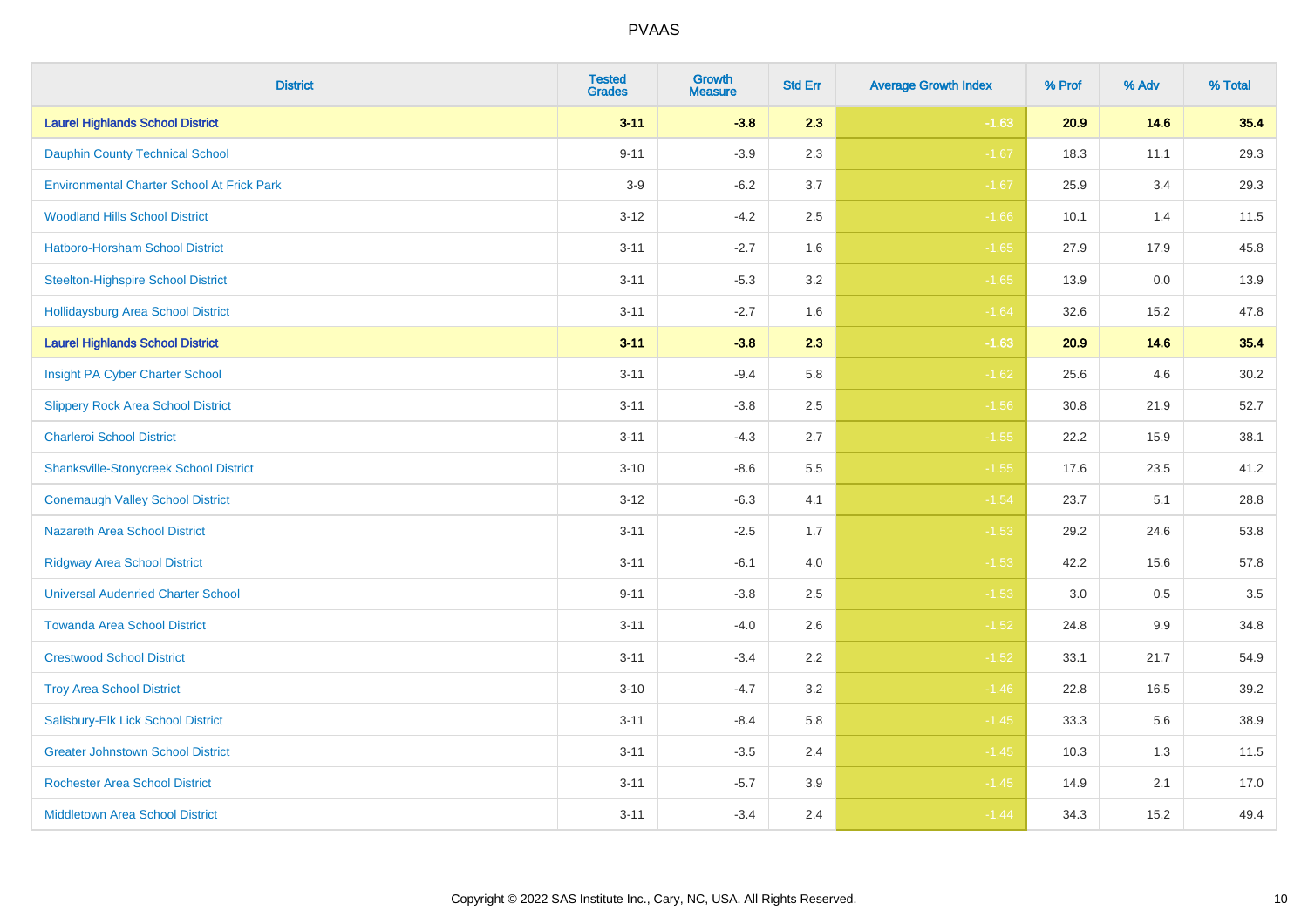| District | Tested Grades | Growth Measure | Std Err | Average Growth Index | % Prof | % Adv | % Total |
|---|---|---|---|---|---|---|---|
| **Laurel Highlands School District** | **3-11** | **-3.8** | **2.3** | **-1.63** | **20.9** | **14.6** | **35.4** |
| Dauphin County Technical School | 9-11 | -3.9 | 2.3 | -1.67 | 18.3 | 11.1 | 29.3 |
| Environmental Charter School At Frick Park | 3-9 | -6.2 | 3.7 | -1.67 | 25.9 | 3.4 | 29.3 |
| Woodland Hills School District | 3-12 | -4.2 | 2.5 | -1.66 | 10.1 | 1.4 | 11.5 |
| Hatboro-Horsham School District | 3-11 | -2.7 | 1.6 | -1.65 | 27.9 | 17.9 | 45.8 |
| Steelton-Highspire School District | 3-11 | -5.3 | 3.2 | -1.65 | 13.9 | 0.0 | 13.9 |
| Hollidaysburg Area School District | 3-11 | -2.7 | 1.6 | -1.64 | 32.6 | 15.2 | 47.8 |
| **Laurel Highlands School District** | **3-11** | **-3.8** | **2.3** | **-1.63** | **20.9** | **14.6** | **35.4** |
| Insight PA Cyber Charter School | 3-11 | -9.4 | 5.8 | -1.62 | 25.6 | 4.6 | 30.2 |
| Slippery Rock Area School District | 3-11 | -3.8 | 2.5 | -1.56 | 30.8 | 21.9 | 52.7 |
| Charleroi School District | 3-11 | -4.3 | 2.7 | -1.55 | 22.2 | 15.9 | 38.1 |
| Shanksville-Stonycreek School District | 3-10 | -8.6 | 5.5 | -1.55 | 17.6 | 23.5 | 41.2 |
| Conemaugh Valley School District | 3-12 | -6.3 | 4.1 | -1.54 | 23.7 | 5.1 | 28.8 |
| Nazareth Area School District | 3-11 | -2.5 | 1.7 | -1.53 | 29.2 | 24.6 | 53.8 |
| Ridgway Area School District | 3-11 | -6.1 | 4.0 | -1.53 | 42.2 | 15.6 | 57.8 |
| Universal Audenried Charter School | 9-11 | -3.8 | 2.5 | -1.53 | 3.0 | 0.5 | 3.5 |
| Towanda Area School District | 3-11 | -4.0 | 2.6 | -1.52 | 24.8 | 9.9 | 34.8 |
| Crestwood School District | 3-11 | -3.4 | 2.2 | -1.52 | 33.1 | 21.7 | 54.9 |
| Troy Area School District | 3-10 | -4.7 | 3.2 | -1.46 | 22.8 | 16.5 | 39.2 |
| Salisbury-Elk Lick School District | 3-11 | -8.4 | 5.8 | -1.45 | 33.3 | 5.6 | 38.9 |
| Greater Johnstown School District | 3-11 | -3.5 | 2.4 | -1.45 | 10.3 | 1.3 | 11.5 |
| Rochester Area School District | 3-11 | -5.7 | 3.9 | -1.45 | 14.9 | 2.1 | 17.0 |
| Middletown Area School District | 3-11 | -3.4 | 2.4 | -1.44 | 34.3 | 15.2 | 49.4 |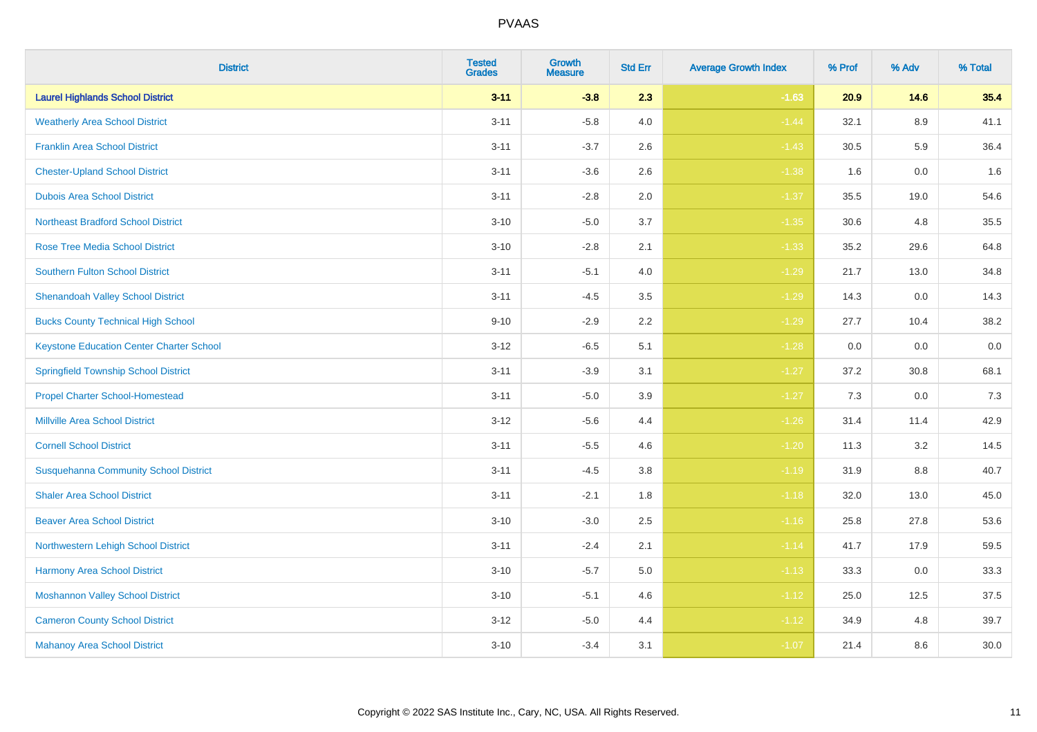| District | Tested Grades | Growth Measure | Std Err | Average Growth Index | % Prof | % Adv | % Total |
|---|---|---|---|---|---|---|---|
| **Laurel Highlands School District** | **3-11** | **-3.8** | **2.3** | **-1.63** | **20.9** | **14.6** | **35.4** |
| Weatherly Area School District | 3-11 | -5.8 | 4.0 | -1.44 | 32.1 | 8.9 | 41.1 |
| Franklin Area School District | 3-11 | -3.7 | 2.6 | -1.43 | 30.5 | 5.9 | 36.4 |
| Chester-Upland School District | 3-11 | -3.6 | 2.6 | -1.38 | 1.6 | 0.0 | 1.6 |
| Dubois Area School District | 3-11 | -2.8 | 2.0 | -1.37 | 35.5 | 19.0 | 54.6 |
| Northeast Bradford School District | 3-10 | -5.0 | 3.7 | -1.35 | 30.6 | 4.8 | 35.5 |
| Rose Tree Media School District | 3-10 | -2.8 | 2.1 | -1.33 | 35.2 | 29.6 | 64.8 |
| Southern Fulton School District | 3-11 | -5.1 | 4.0 | -1.29 | 21.7 | 13.0 | 34.8 |
| Shenandoah Valley School District | 3-11 | -4.5 | 3.5 | -1.29 | 14.3 | 0.0 | 14.3 |
| Bucks County Technical High School | 9-10 | -2.9 | 2.2 | -1.29 | 27.7 | 10.4 | 38.2 |
| Keystone Education Center Charter School | 3-12 | -6.5 | 5.1 | -1.28 | 0.0 | 0.0 | 0.0 |
| Springfield Township School District | 3-11 | -3.9 | 3.1 | -1.27 | 37.2 | 30.8 | 68.1 |
| Propel Charter School-Homestead | 3-11 | -5.0 | 3.9 | -1.27 | 7.3 | 0.0 | 7.3 |
| Millville Area School District | 3-12 | -5.6 | 4.4 | -1.26 | 31.4 | 11.4 | 42.9 |
| Cornell School District | 3-11 | -5.5 | 4.6 | -1.20 | 11.3 | 3.2 | 14.5 |
| Susquehanna Community School District | 3-11 | -4.5 | 3.8 | -1.19 | 31.9 | 8.8 | 40.7 |
| Shaler Area School District | 3-11 | -2.1 | 1.8 | -1.18 | 32.0 | 13.0 | 45.0 |
| Beaver Area School District | 3-10 | -3.0 | 2.5 | -1.16 | 25.8 | 27.8 | 53.6 |
| Northwestern Lehigh School District | 3-11 | -2.4 | 2.1 | -1.14 | 41.7 | 17.9 | 59.5 |
| Harmony Area School District | 3-10 | -5.7 | 5.0 | -1.13 | 33.3 | 0.0 | 33.3 |
| Moshannon Valley School District | 3-10 | -5.1 | 4.6 | -1.12 | 25.0 | 12.5 | 37.5 |
| Cameron County School District | 3-12 | -5.0 | 4.4 | -1.12 | 34.9 | 4.8 | 39.7 |
| Mahanoy Area School District | 3-10 | -3.4 | 3.1 | -1.07 | 21.4 | 8.6 | 30.0 |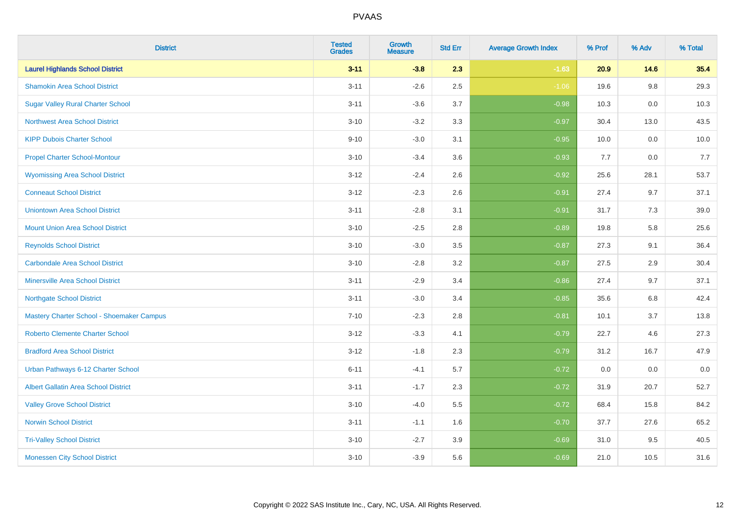PVAAS

| District | Tested Grades | Growth Measure | Std Err | Average Growth Index | % Prof | % Adv | % Total |
|---|---|---|---|---|---|---|---|
| **Laurel Highlands School District** | **3-11** | **-3.8** | **2.3** | **-1.63** | **20.9** | **14.6** | **35.4** |
| Shamokin Area School District | 3-11 | -2.6 | 2.5 | -1.06 | 19.6 | 9.8 | 29.3 |
| Sugar Valley Rural Charter School | 3-11 | -3.6 | 3.7 | -0.98 | 10.3 | 0.0 | 10.3 |
| Northwest Area School District | 3-10 | -3.2 | 3.3 | -0.97 | 30.4 | 13.0 | 43.5 |
| KIPP Dubois Charter School | 9-10 | -3.0 | 3.1 | -0.95 | 10.0 | 0.0 | 10.0 |
| Propel Charter School-Montour | 3-10 | -3.4 | 3.6 | -0.93 | 7.7 | 0.0 | 7.7 |
| Wyomissing Area School District | 3-12 | -2.4 | 2.6 | -0.92 | 25.6 | 28.1 | 53.7 |
| Conneaut School District | 3-12 | -2.3 | 2.6 | -0.91 | 27.4 | 9.7 | 37.1 |
| Uniontown Area School District | 3-11 | -2.8 | 3.1 | -0.91 | 31.7 | 7.3 | 39.0 |
| Mount Union Area School District | 3-10 | -2.5 | 2.8 | -0.89 | 19.8 | 5.8 | 25.6 |
| Reynolds School District | 3-10 | -3.0 | 3.5 | -0.87 | 27.3 | 9.1 | 36.4 |
| Carbondale Area School District | 3-10 | -2.8 | 3.2 | -0.87 | 27.5 | 2.9 | 30.4 |
| Minersville Area School District | 3-11 | -2.9 | 3.4 | -0.86 | 27.4 | 9.7 | 37.1 |
| Northgate School District | 3-11 | -3.0 | 3.4 | -0.85 | 35.6 | 6.8 | 42.4 |
| Mastery Charter School - Shoemaker Campus | 7-10 | -2.3 | 2.8 | -0.81 | 10.1 | 3.7 | 13.8 |
| Roberto Clemente Charter School | 3-12 | -3.3 | 4.1 | -0.79 | 22.7 | 4.6 | 27.3 |
| Bradford Area School District | 3-12 | -1.8 | 2.3 | -0.79 | 31.2 | 16.7 | 47.9 |
| Urban Pathways 6-12 Charter School | 6-11 | -4.1 | 5.7 | -0.72 | 0.0 | 0.0 | 0.0 |
| Albert Gallatin Area School District | 3-11 | -1.7 | 2.3 | -0.72 | 31.9 | 20.7 | 52.7 |
| Valley Grove School District | 3-10 | -4.0 | 5.5 | -0.72 | 68.4 | 15.8 | 84.2 |
| Norwin School District | 3-11 | -1.1 | 1.6 | -0.70 | 37.7 | 27.6 | 65.2 |
| Tri-Valley School District | 3-10 | -2.7 | 3.9 | -0.69 | 31.0 | 9.5 | 40.5 |
| Monessen City School District | 3-10 | -3.9 | 5.6 | -0.69 | 21.0 | 10.5 | 31.6 |

Copyright © 2022 SAS Institute Inc., Cary, NC, USA. All Rights Reserved.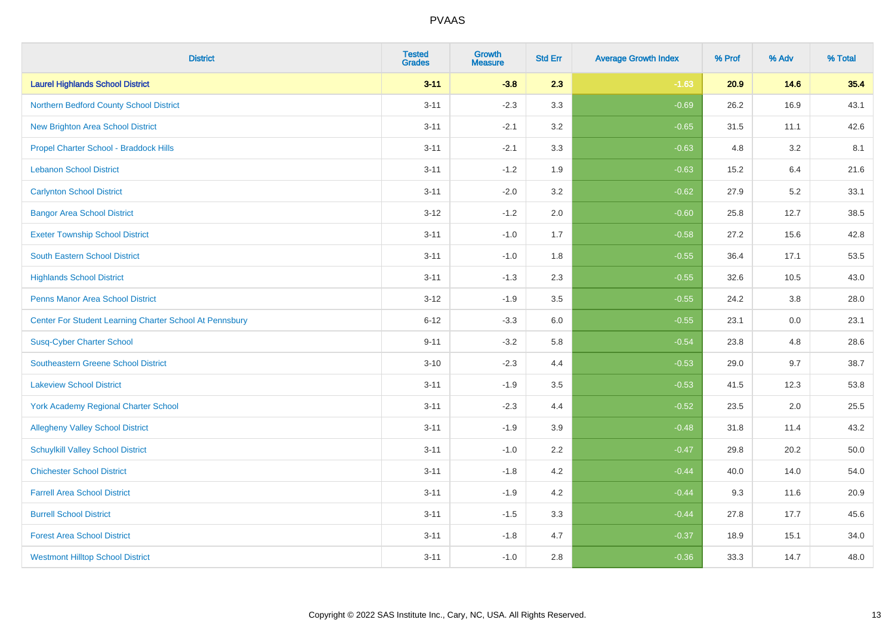# PVAAS

| District | Tested Grades | Growth Measure | Std Err | Average Growth Index | % Prof | % Adv | % Total |
|---|---|---|---|---|---|---|---|
| **Laurel Highlands School District** | **3-11** | **-3.8** | **2.3** | **-1.63** | **20.9** | **14.6** | **35.4** |
| Northern Bedford County School District | 3-11 | -2.3 | 3.3 | -0.69 | 26.2 | 16.9 | 43.1 |
| New Brighton Area School District | 3-11 | -2.1 | 3.2 | -0.65 | 31.5 | 11.1 | 42.6 |
| Propel Charter School - Braddock Hills | 3-11 | -2.1 | 3.3 | -0.63 | 4.8 | 3.2 | 8.1 |
| Lebanon School District | 3-11 | -1.2 | 1.9 | -0.63 | 15.2 | 6.4 | 21.6 |
| Carlynton School District | 3-11 | -2.0 | 3.2 | -0.62 | 27.9 | 5.2 | 33.1 |
| Bangor Area School District | 3-12 | -1.2 | 2.0 | -0.60 | 25.8 | 12.7 | 38.5 |
| Exeter Township School District | 3-11 | -1.0 | 1.7 | -0.58 | 27.2 | 15.6 | 42.8 |
| South Eastern School District | 3-11 | -1.0 | 1.8 | -0.55 | 36.4 | 17.1 | 53.5 |
| Highlands School District | 3-11 | -1.3 | 2.3 | -0.55 | 32.6 | 10.5 | 43.0 |
| Penns Manor Area School District | 3-12 | -1.9 | 3.5 | -0.55 | 24.2 | 3.8 | 28.0 |
| Center For Student Learning Charter School At Pennsbury | 6-12 | -3.3 | 6.0 | -0.55 | 23.1 | 0.0 | 23.1 |
| Susq-Cyber Charter School | 9-11 | -3.2 | 5.8 | -0.54 | 23.8 | 4.8 | 28.6 |
| Southeastern Greene School District | 3-10 | -2.3 | 4.4 | -0.53 | 29.0 | 9.7 | 38.7 |
| Lakeview School District | 3-11 | -1.9 | 3.5 | -0.53 | 41.5 | 12.3 | 53.8 |
| York Academy Regional Charter School | 3-11 | -2.3 | 4.4 | -0.52 | 23.5 | 2.0 | 25.5 |
| Allegheny Valley School District | 3-11 | -1.9 | 3.9 | -0.48 | 31.8 | 11.4 | 43.2 |
| Schuylkill Valley School District | 3-11 | -1.0 | 2.2 | -0.47 | 29.8 | 20.2 | 50.0 |
| Chichester School District | 3-11 | -1.8 | 4.2 | -0.44 | 40.0 | 14.0 | 54.0 |
| Farrell Area School District | 3-11 | -1.9 | 4.2 | -0.44 | 9.3 | 11.6 | 20.9 |
| Burrell School District | 3-11 | -1.5 | 3.3 | -0.44 | 27.8 | 17.7 | 45.6 |
| Forest Area School District | 3-11 | -1.8 | 4.7 | -0.37 | 18.9 | 15.1 | 34.0 |
| Westmont Hilltop School District | 3-11 | -1.0 | 2.8 | -0.36 | 33.3 | 14.7 | 48.0 |

Copyright © 2022 SAS Institute Inc., Cary, NC, USA. All Rights Reserved.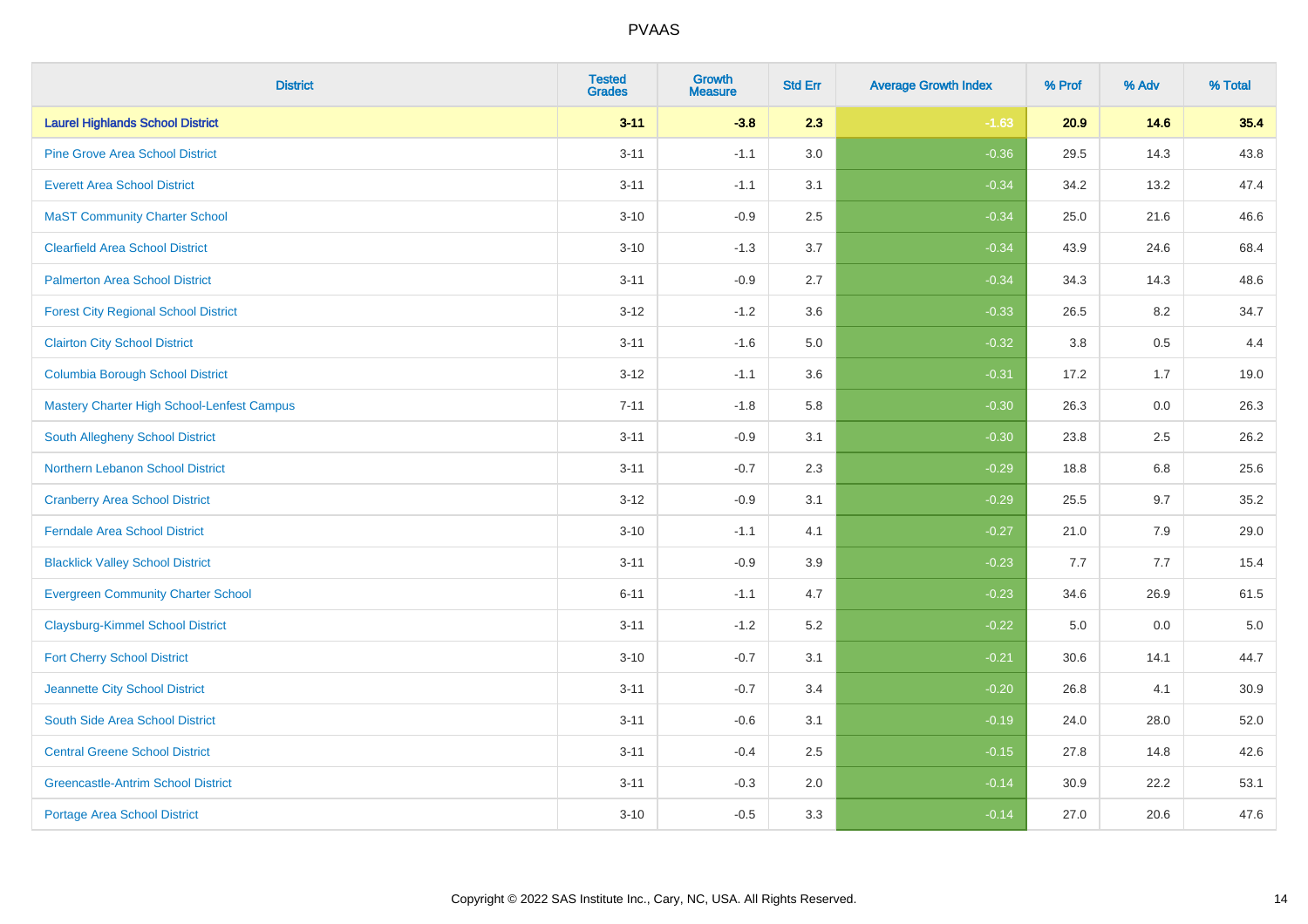| District | Tested Grades | Growth Measure | Std Err | Average Growth Index | % Prof | % Adv | % Total |
|---|---|---|---|---|---|---|---|
| **Laurel Highlands School District** | **3-11** | **-3.8** | **2.3** | **-1.63** | **20.9** | **14.6** | **35.4** |
| Pine Grove Area School District | 3-11 | -1.1 | 3.0 | -0.36 | 29.5 | 14.3 | 43.8 |
| Everett Area School District | 3-11 | -1.1 | 3.1 | -0.34 | 34.2 | 13.2 | 47.4 |
| MaST Community Charter School | 3-10 | -0.9 | 2.5 | -0.34 | 25.0 | 21.6 | 46.6 |
| Clearfield Area School District | 3-10 | -1.3 | 3.7 | -0.34 | 43.9 | 24.6 | 68.4 |
| Palmerton Area School District | 3-11 | -0.9 | 2.7 | -0.34 | 34.3 | 14.3 | 48.6 |
| Forest City Regional School District | 3-12 | -1.2 | 3.6 | -0.33 | 26.5 | 8.2 | 34.7 |
| Clairton City School District | 3-11 | -1.6 | 5.0 | -0.32 | 3.8 | 0.5 | 4.4 |
| Columbia Borough School District | 3-12 | -1.1 | 3.6 | -0.31 | 17.2 | 1.7 | 19.0 |
| Mastery Charter High School-Lenfest Campus | 7-11 | -1.8 | 5.8 | -0.30 | 26.3 | 0.0 | 26.3 |
| South Allegheny School District | 3-11 | -0.9 | 3.1 | -0.30 | 23.8 | 2.5 | 26.2 |
| Northern Lebanon School District | 3-11 | -0.7 | 2.3 | -0.29 | 18.8 | 6.8 | 25.6 |
| Cranberry Area School District | 3-12 | -0.9 | 3.1 | -0.29 | 25.5 | 9.7 | 35.2 |
| Ferndale Area School District | 3-10 | -1.1 | 4.1 | -0.27 | 21.0 | 7.9 | 29.0 |
| Blacklick Valley School District | 3-11 | -0.9 | 3.9 | -0.23 | 7.7 | 7.7 | 15.4 |
| Evergreen Community Charter School | 6-11 | -1.1 | 4.7 | -0.23 | 34.6 | 26.9 | 61.5 |
| Claysburg-Kimmel School District | 3-11 | -1.2 | 5.2 | -0.22 | 5.0 | 0.0 | 5.0 |
| Fort Cherry School District | 3-10 | -0.7 | 3.1 | -0.21 | 30.6 | 14.1 | 44.7 |
| Jeannette City School District | 3-11 | -0.7 | 3.4 | -0.20 | 26.8 | 4.1 | 30.9 |
| South Side Area School District | 3-11 | -0.6 | 3.1 | -0.19 | 24.0 | 28.0 | 52.0 |
| Central Greene School District | 3-11 | -0.4 | 2.5 | -0.15 | 27.8 | 14.8 | 42.6 |
| Greencastle-Antrim School District | 3-11 | -0.3 | 2.0 | -0.14 | 30.9 | 22.2 | 53.1 |
| Portage Area School District | 3-10 | -0.5 | 3.3 | -0.14 | 27.0 | 20.6 | 47.6 |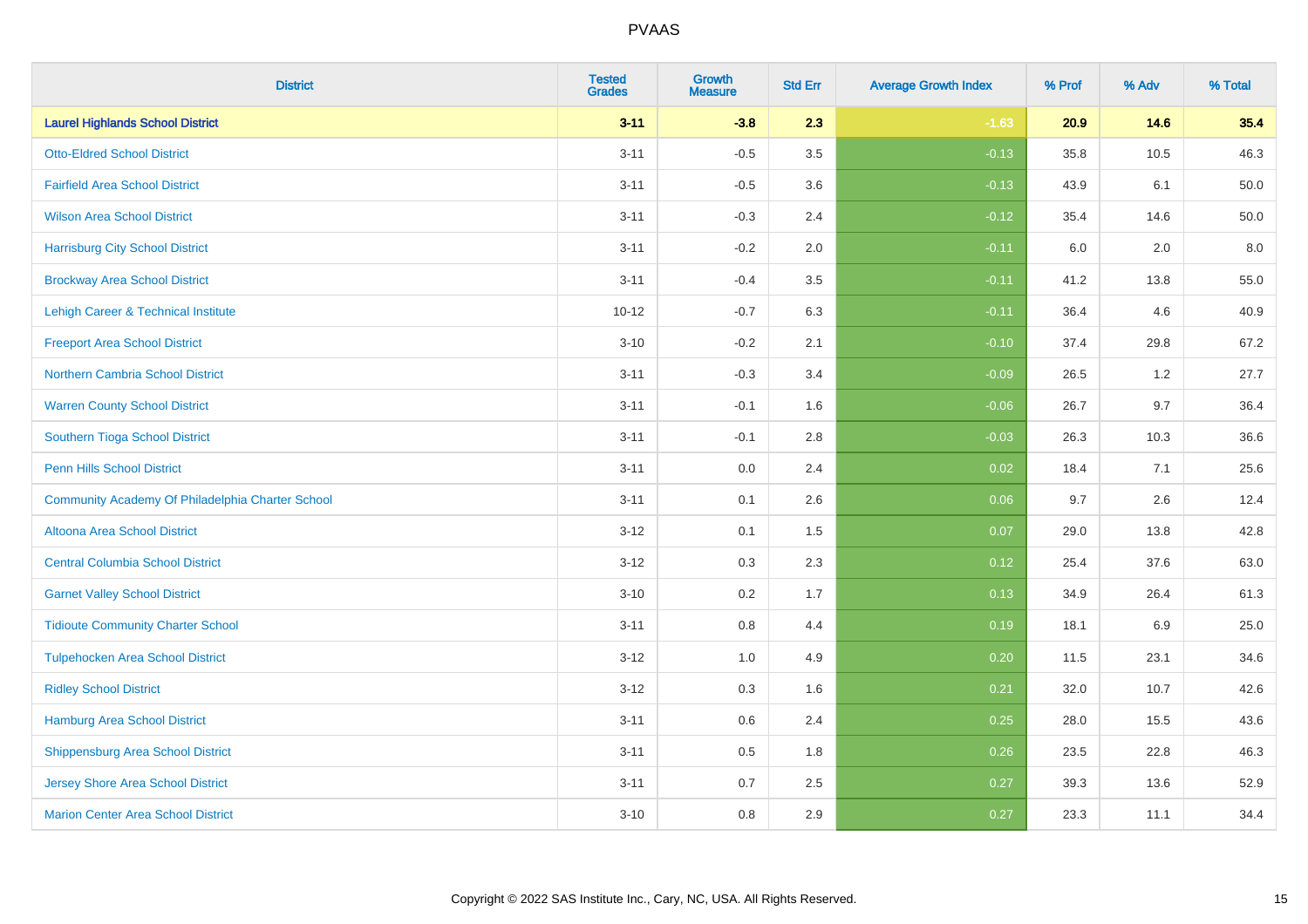# PVAAS

| District | Tested Grades | Growth Measure | Std Err | Average Growth Index | % Prof | % Adv | % Total |
|---|---|---|---|---|---|---|---|
| **Laurel Highlands School District** | **3-11** | **-3.8** | **2.3** | **-1.63** | **20.9** | **14.6** | **35.4** |
| Otto-Eldred School District | 3-11 | -0.5 | 3.5 | -0.13 | 35.8 | 10.5 | 46.3 |
| Fairfield Area School District | 3-11 | -0.5 | 3.6 | -0.13 | 43.9 | 6.1 | 50.0 |
| Wilson Area School District | 3-11 | -0.3 | 2.4 | -0.12 | 35.4 | 14.6 | 50.0 |
| Harrisburg City School District | 3-11 | -0.2 | 2.0 | -0.11 | 6.0 | 2.0 | 8.0 |
| Brockway Area School District | 3-11 | -0.4 | 3.5 | -0.11 | 41.2 | 13.8 | 55.0 |
| Lehigh Career & Technical Institute | 10-12 | -0.7 | 6.3 | -0.11 | 36.4 | 4.6 | 40.9 |
| Freeport Area School District | 3-10 | -0.2 | 2.1 | -0.10 | 37.4 | 29.8 | 67.2 |
| Northern Cambria School District | 3-11 | -0.3 | 3.4 | -0.09 | 26.5 | 1.2 | 27.7 |
| Warren County School District | 3-11 | -0.1 | 1.6 | -0.06 | 26.7 | 9.7 | 36.4 |
| Southern Tioga School District | 3-11 | -0.1 | 2.8 | -0.03 | 26.3 | 10.3 | 36.6 |
| Penn Hills School District | 3-11 | 0.0 | 2.4 | 0.02 | 18.4 | 7.1 | 25.6 |
| Community Academy Of Philadelphia Charter School | 3-11 | 0.1 | 2.6 | 0.06 | 9.7 | 2.6 | 12.4 |
| Altoona Area School District | 3-12 | 0.1 | 1.5 | 0.07 | 29.0 | 13.8 | 42.8 |
| Central Columbia School District | 3-12 | 0.3 | 2.3 | 0.12 | 25.4 | 37.6 | 63.0 |
| Garnet Valley School District | 3-10 | 0.2 | 1.7 | 0.13 | 34.9 | 26.4 | 61.3 |
| Tidioute Community Charter School | 3-11 | 0.8 | 4.4 | 0.19 | 18.1 | 6.9 | 25.0 |
| Tulpehocken Area School District | 3-12 | 1.0 | 4.9 | 0.20 | 11.5 | 23.1 | 34.6 |
| Ridley School District | 3-12 | 0.3 | 1.6 | 0.21 | 32.0 | 10.7 | 42.6 |
| Hamburg Area School District | 3-11 | 0.6 | 2.4 | 0.25 | 28.0 | 15.5 | 43.6 |
| Shippensburg Area School District | 3-11 | 0.5 | 1.8 | 0.26 | 23.5 | 22.8 | 46.3 |
| Jersey Shore Area School District | 3-11 | 0.7 | 2.5 | 0.27 | 39.3 | 13.6 | 52.9 |
| Marion Center Area School District | 3-10 | 0.8 | 2.9 | 0.27 | 23.3 | 11.1 | 34.4 |

Copyright © 2022 SAS Institute Inc., Cary, NC, USA. All Rights Reserved.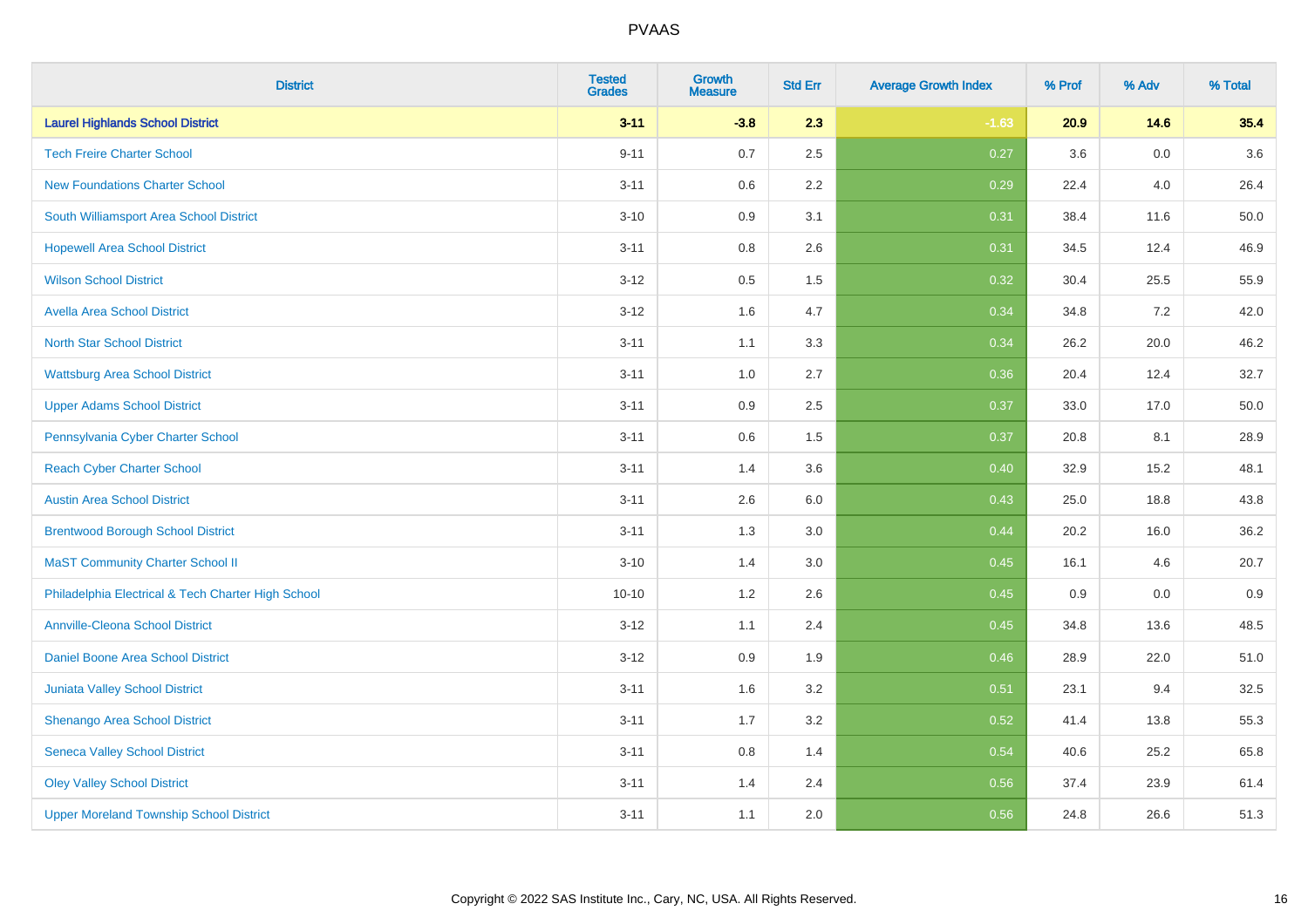| District | Tested Grades | Growth Measure | Std Err | Average Growth Index | % Prof | % Adv | % Total |
|---|---|---|---|---|---|---|---|
| **Laurel Highlands School District** | **3-11** | **-3.8** | **2.3** | **-1.63** | **20.9** | **14.6** | **35.4** |
| Tech Freire Charter School | 9-11 | 0.7 | 2.5 | 0.27 | 3.6 | 0.0 | 3.6 |
| New Foundations Charter School | 3-11 | 0.6 | 2.2 | 0.29 | 22.4 | 4.0 | 26.4 |
| South Williamsport Area School District | 3-10 | 0.9 | 3.1 | 0.31 | 38.4 | 11.6 | 50.0 |
| Hopewell Area School District | 3-11 | 0.8 | 2.6 | 0.31 | 34.5 | 12.4 | 46.9 |
| Wilson School District | 3-12 | 0.5 | 1.5 | 0.32 | 30.4 | 25.5 | 55.9 |
| Avella Area School District | 3-12 | 1.6 | 4.7 | 0.34 | 34.8 | 7.2 | 42.0 |
| North Star School District | 3-11 | 1.1 | 3.3 | 0.34 | 26.2 | 20.0 | 46.2 |
| Wattsburg Area School District | 3-11 | 1.0 | 2.7 | 0.36 | 20.4 | 12.4 | 32.7 |
| Upper Adams School District | 3-11 | 0.9 | 2.5 | 0.37 | 33.0 | 17.0 | 50.0 |
| Pennsylvania Cyber Charter School | 3-11 | 0.6 | 1.5 | 0.37 | 20.8 | 8.1 | 28.9 |
| Reach Cyber Charter School | 3-11 | 1.4 | 3.6 | 0.40 | 32.9 | 15.2 | 48.1 |
| Austin Area School District | 3-11 | 2.6 | 6.0 | 0.43 | 25.0 | 18.8 | 43.8 |
| Brentwood Borough School District | 3-11 | 1.3 | 3.0 | 0.44 | 20.2 | 16.0 | 36.2 |
| MaST Community Charter School II | 3-10 | 1.4 | 3.0 | 0.45 | 16.1 | 4.6 | 20.7 |
| Philadelphia Electrical & Tech Charter High School | 10-10 | 1.2 | 2.6 | 0.45 | 0.9 | 0.0 | 0.9 |
| Annville-Cleona School District | 3-12 | 1.1 | 2.4 | 0.45 | 34.8 | 13.6 | 48.5 |
| Daniel Boone Area School District | 3-12 | 0.9 | 1.9 | 0.46 | 28.9 | 22.0 | 51.0 |
| Juniata Valley School District | 3-11 | 1.6 | 3.2 | 0.51 | 23.1 | 9.4 | 32.5 |
| Shenango Area School District | 3-11 | 1.7 | 3.2 | 0.52 | 41.4 | 13.8 | 55.3 |
| Seneca Valley School District | 3-11 | 0.8 | 1.4 | 0.54 | 40.6 | 25.2 | 65.8 |
| Oley Valley School District | 3-11 | 1.4 | 2.4 | 0.56 | 37.4 | 23.9 | 61.4 |
| Upper Moreland Township School District | 3-11 | 1.1 | 2.0 | 0.56 | 24.8 | 26.6 | 51.3 |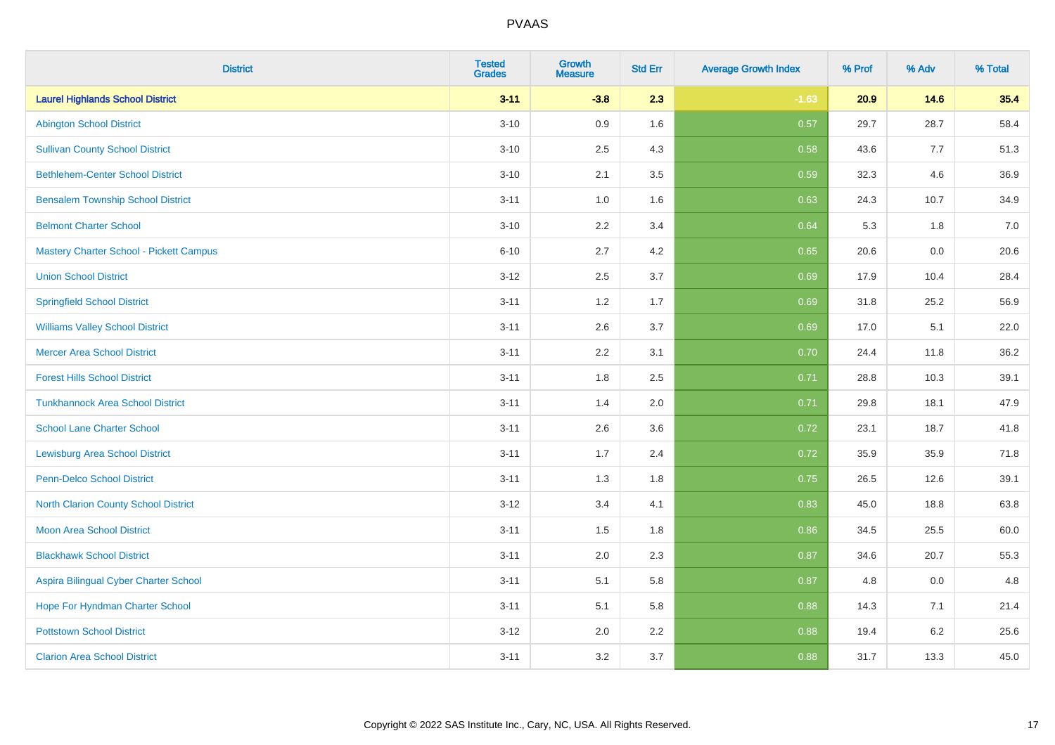| District | Tested Grades | Growth Measure | Std Err | Average Growth Index | % Prof | % Adv | % Total |
|---|---|---|---|---|---|---|---|
| **Laurel Highlands School District** | **3-11** | **-3.8** | **2.3** | **-1.63** | **20.9** | **14.6** | **35.4** |
| Abington School District | 3-10 | 0.9 | 1.6 | 0.57 | 29.7 | 28.7 | 58.4 |
| Sullivan County School District | 3-10 | 2.5 | 4.3 | 0.58 | 43.6 | 7.7 | 51.3 |
| Bethlehem-Center School District | 3-10 | 2.1 | 3.5 | 0.59 | 32.3 | 4.6 | 36.9 |
| Bensalem Township School District | 3-11 | 1.0 | 1.6 | 0.63 | 24.3 | 10.7 | 34.9 |
| Belmont Charter School | 3-10 | 2.2 | 3.4 | 0.64 | 5.3 | 1.8 | 7.0 |
| Mastery Charter School - Pickett Campus | 6-10 | 2.7 | 4.2 | 0.65 | 20.6 | 0.0 | 20.6 |
| Union School District | 3-12 | 2.5 | 3.7 | 0.69 | 17.9 | 10.4 | 28.4 |
| Springfield School District | 3-11 | 1.2 | 1.7 | 0.69 | 31.8 | 25.2 | 56.9 |
| Williams Valley School District | 3-11 | 2.6 | 3.7 | 0.69 | 17.0 | 5.1 | 22.0 |
| Mercer Area School District | 3-11 | 2.2 | 3.1 | 0.70 | 24.4 | 11.8 | 36.2 |
| Forest Hills School District | 3-11 | 1.8 | 2.5 | 0.71 | 28.8 | 10.3 | 39.1 |
| Tunkhannock Area School District | 3-11 | 1.4 | 2.0 | 0.71 | 29.8 | 18.1 | 47.9 |
| School Lane Charter School | 3-11 | 2.6 | 3.6 | 0.72 | 23.1 | 18.7 | 41.8 |
| Lewisburg Area School District | 3-11 | 1.7 | 2.4 | 0.72 | 35.9 | 35.9 | 71.8 |
| Penn-Delco School District | 3-11 | 1.3 | 1.8 | 0.75 | 26.5 | 12.6 | 39.1 |
| North Clarion County School District | 3-12 | 3.4 | 4.1 | 0.83 | 45.0 | 18.8 | 63.8 |
| Moon Area School District | 3-11 | 1.5 | 1.8 | 0.86 | 34.5 | 25.5 | 60.0 |
| Blackhawk School District | 3-11 | 2.0 | 2.3 | 0.87 | 34.6 | 20.7 | 55.3 |
| Aspira Bilingual Cyber Charter School | 3-11 | 5.1 | 5.8 | 0.87 | 4.8 | 0.0 | 4.8 |
| Hope For Hyndman Charter School | 3-11 | 5.1 | 5.8 | 0.88 | 14.3 | 7.1 | 21.4 |
| Pottstown School District | 3-12 | 2.0 | 2.2 | 0.88 | 19.4 | 6.2 | 25.6 |
| Clarion Area School District | 3-11 | 3.2 | 3.7 | 0.88 | 31.7 | 13.3 | 45.0 |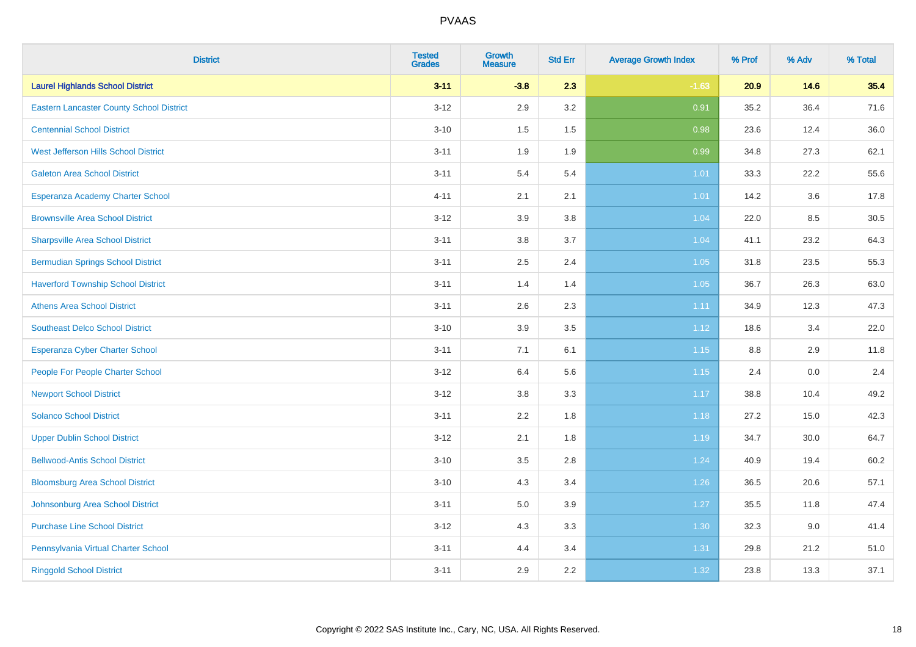| District | Tested Grades | Growth Measure | Std Err | Average Growth Index | % Prof | % Adv | % Total |
|---|---|---|---|---|---|---|---|
| **Laurel Highlands School District** | **3-11** | **-3.8** | **2.3** | **-1.63** | **20.9** | **14.6** | **35.4** |
| Eastern Lancaster County School District | 3-12 | 2.9 | 3.2 | 0.91 | 35.2 | 36.4 | 71.6 |
| Centennial School District | 3-10 | 1.5 | 1.5 | 0.98 | 23.6 | 12.4 | 36.0 |
| West Jefferson Hills School District | 3-11 | 1.9 | 1.9 | 0.99 | 34.8 | 27.3 | 62.1 |
| Galeton Area School District | 3-11 | 5.4 | 5.4 | 1.01 | 33.3 | 22.2 | 55.6 |
| Esperanza Academy Charter School | 4-11 | 2.1 | 2.1 | 1.01 | 14.2 | 3.6 | 17.8 |
| Brownsville Area School District | 3-12 | 3.9 | 3.8 | 1.04 | 22.0 | 8.5 | 30.5 |
| Sharpsville Area School District | 3-11 | 3.8 | 3.7 | 1.04 | 41.1 | 23.2 | 64.3 |
| Bermudian Springs School District | 3-11 | 2.5 | 2.4 | 1.05 | 31.8 | 23.5 | 55.3 |
| Haverford Township School District | 3-11 | 1.4 | 1.4 | 1.05 | 36.7 | 26.3 | 63.0 |
| Athens Area School District | 3-11 | 2.6 | 2.3 | 1.11 | 34.9 | 12.3 | 47.3 |
| Southeast Delco School District | 3-10 | 3.9 | 3.5 | 1.12 | 18.6 | 3.4 | 22.0 |
| Esperanza Cyber Charter School | 3-11 | 7.1 | 6.1 | 1.15 | 8.8 | 2.9 | 11.8 |
| People For People Charter School | 3-12 | 6.4 | 5.6 | 1.15 | 2.4 | 0.0 | 2.4 |
| Newport School District | 3-12 | 3.8 | 3.3 | 1.17 | 38.8 | 10.4 | 49.2 |
| Solanco School District | 3-11 | 2.2 | 1.8 | 1.18 | 27.2 | 15.0 | 42.3 |
| Upper Dublin School District | 3-12 | 2.1 | 1.8 | 1.19 | 34.7 | 30.0 | 64.7 |
| Bellwood-Antis School District | 3-10 | 3.5 | 2.8 | 1.24 | 40.9 | 19.4 | 60.2 |
| Bloomsburg Area School District | 3-10 | 4.3 | 3.4 | 1.26 | 36.5 | 20.6 | 57.1 |
| Johnsonburg Area School District | 3-11 | 5.0 | 3.9 | 1.27 | 35.5 | 11.8 | 47.4 |
| Purchase Line School District | 3-12 | 4.3 | 3.3 | 1.30 | 32.3 | 9.0 | 41.4 |
| Pennsylvania Virtual Charter School | 3-11 | 4.4 | 3.4 | 1.31 | 29.8 | 21.2 | 51.0 |
| Ringgold School District | 3-11 | 2.9 | 2.2 | 1.32 | 23.8 | 13.3 | 37.1 |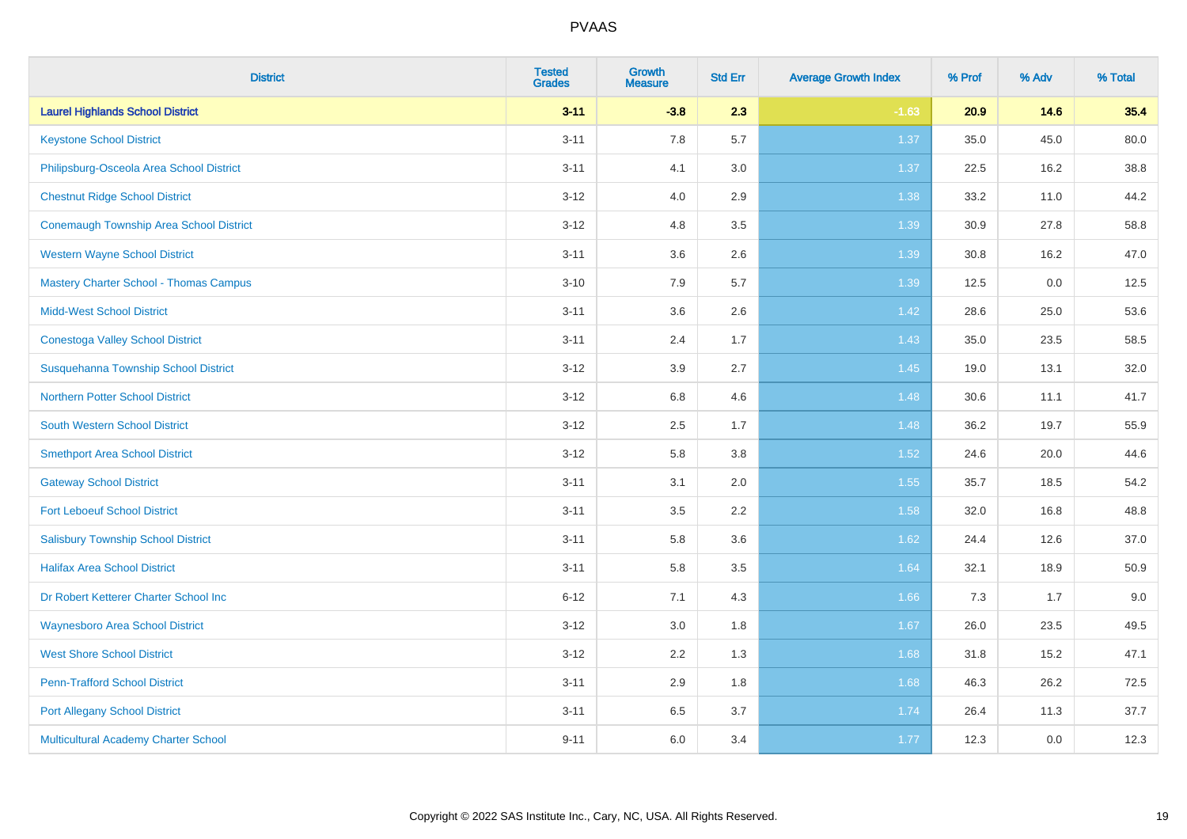PVAAS

| District | Tested Grades | Growth Measure | Std Err | Average Growth Index | % Prof | % Adv | % Total |
|---|---|---|---|---|---|---|---|
| **Laurel Highlands School District** | **3-11** | **-3.8** | **2.3** | **-1.63** | **20.9** | **14.6** | **35.4** |
| Keystone School District | 3-11 | 7.8 | 5.7 | 1.37 | 35.0 | 45.0 | 80.0 |
| Philipsburg-Osceola Area School District | 3-11 | 4.1 | 3.0 | 1.37 | 22.5 | 16.2 | 38.8 |
| Chestnut Ridge School District | 3-12 | 4.0 | 2.9 | 1.38 | 33.2 | 11.0 | 44.2 |
| Conemaugh Township Area School District | 3-12 | 4.8 | 3.5 | 1.39 | 30.9 | 27.8 | 58.8 |
| Western Wayne School District | 3-11 | 3.6 | 2.6 | 1.39 | 30.8 | 16.2 | 47.0 |
| Mastery Charter School - Thomas Campus | 3-10 | 7.9 | 5.7 | 1.39 | 12.5 | 0.0 | 12.5 |
| Midd-West School District | 3-11 | 3.6 | 2.6 | 1.42 | 28.6 | 25.0 | 53.6 |
| Conestoga Valley School District | 3-11 | 2.4 | 1.7 | 1.43 | 35.0 | 23.5 | 58.5 |
| Susquehanna Township School District | 3-12 | 3.9 | 2.7 | 1.45 | 19.0 | 13.1 | 32.0 |
| Northern Potter School District | 3-12 | 6.8 | 4.6 | 1.48 | 30.6 | 11.1 | 41.7 |
| South Western School District | 3-12 | 2.5 | 1.7 | 1.48 | 36.2 | 19.7 | 55.9 |
| Smethport Area School District | 3-12 | 5.8 | 3.8 | 1.52 | 24.6 | 20.0 | 44.6 |
| Gateway School District | 3-11 | 3.1 | 2.0 | 1.55 | 35.7 | 18.5 | 54.2 |
| Fort Leboeuf School District | 3-11 | 3.5 | 2.2 | 1.58 | 32.0 | 16.8 | 48.8 |
| Salisbury Township School District | 3-11 | 5.8 | 3.6 | 1.62 | 24.4 | 12.6 | 37.0 |
| Halifax Area School District | 3-11 | 5.8 | 3.5 | 1.64 | 32.1 | 18.9 | 50.9 |
| Dr Robert Ketterer Charter School Inc | 6-12 | 7.1 | 4.3 | 1.66 | 7.3 | 1.7 | 9.0 |
| Waynesboro Area School District | 3-12 | 3.0 | 1.8 | 1.67 | 26.0 | 23.5 | 49.5 |
| West Shore School District | 3-12 | 2.2 | 1.3 | 1.68 | 31.8 | 15.2 | 47.1 |
| Penn-Trafford School District | 3-11 | 2.9 | 1.8 | 1.68 | 46.3 | 26.2 | 72.5 |
| Port Allegany School District | 3-11 | 6.5 | 3.7 | 1.74 | 26.4 | 11.3 | 37.7 |
| Multicultural Academy Charter School | 9-11 | 6.0 | 3.4 | 1.77 | 12.3 | 0.0 | 12.3 |

Copyright © 2022 SAS Institute Inc., Cary, NC, USA. All Rights Reserved.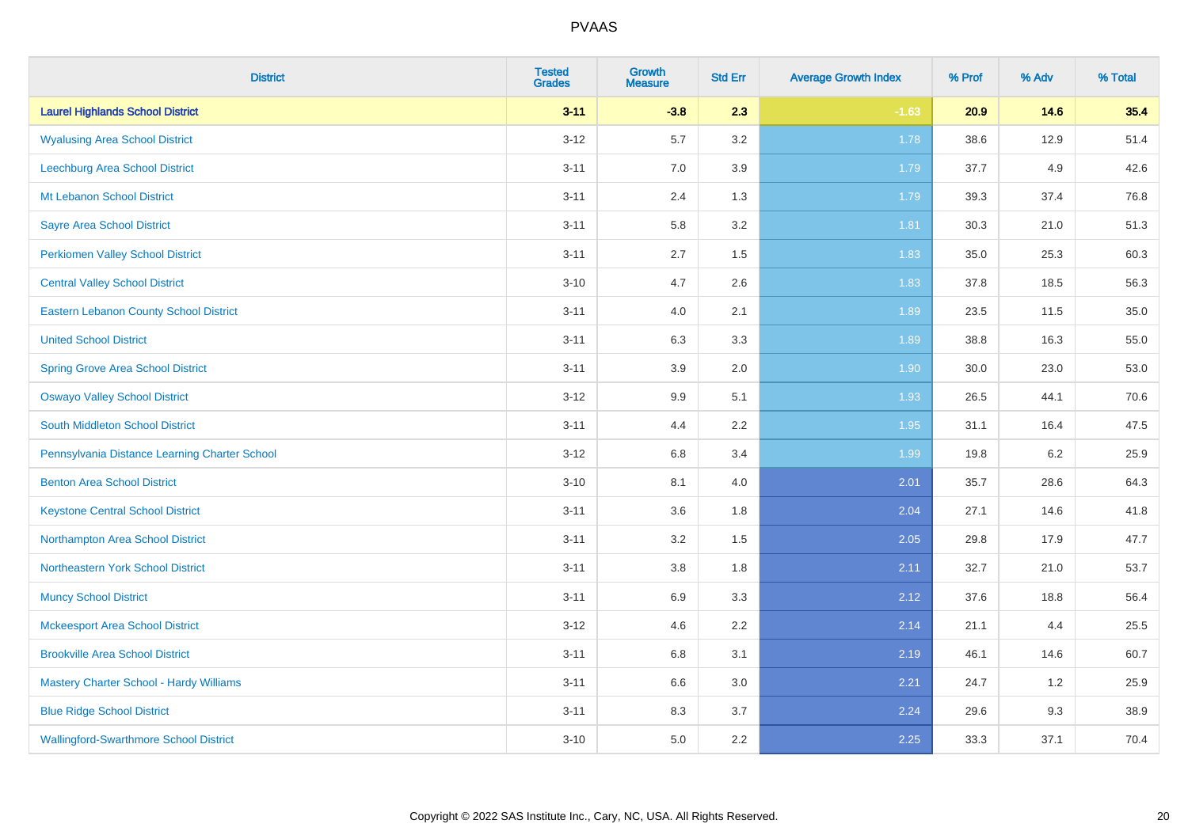| District | Tested Grades | Growth Measure | Std Err | Average Growth Index | % Prof | % Adv | % Total |
|---|---|---|---|---|---|---|---|
| **Laurel Highlands School District** | **3-11** | **-3.8** | **2.3** | **-1.63** | **20.9** | **14.6** | **35.4** |
| Wyalusing Area School District | 3-12 | 5.7 | 3.2 | 1.78 | 38.6 | 12.9 | 51.4 |
| Leechburg Area School District | 3-11 | 7.0 | 3.9 | 1.79 | 37.7 | 4.9 | 42.6 |
| Mt Lebanon School District | 3-11 | 2.4 | 1.3 | 1.79 | 39.3 | 37.4 | 76.8 |
| Sayre Area School District | 3-11 | 5.8 | 3.2 | 1.81 | 30.3 | 21.0 | 51.3 |
| Perkiomen Valley School District | 3-11 | 2.7 | 1.5 | 1.83 | 35.0 | 25.3 | 60.3 |
| Central Valley School District | 3-10 | 4.7 | 2.6 | 1.83 | 37.8 | 18.5 | 56.3 |
| Eastern Lebanon County School District | 3-11 | 4.0 | 2.1 | 1.89 | 23.5 | 11.5 | 35.0 |
| United School District | 3-11 | 6.3 | 3.3 | 1.89 | 38.8 | 16.3 | 55.0 |
| Spring Grove Area School District | 3-11 | 3.9 | 2.0 | 1.90 | 30.0 | 23.0 | 53.0 |
| Oswayo Valley School District | 3-12 | 9.9 | 5.1 | 1.93 | 26.5 | 44.1 | 70.6 |
| South Middleton School District | 3-11 | 4.4 | 2.2 | 1.95 | 31.1 | 16.4 | 47.5 |
| Pennsylvania Distance Learning Charter School | 3-12 | 6.8 | 3.4 | 1.99 | 19.8 | 6.2 | 25.9 |
| Benton Area School District | 3-10 | 8.1 | 4.0 | 2.01 | 35.7 | 28.6 | 64.3 |
| Keystone Central School District | 3-11 | 3.6 | 1.8 | 2.04 | 27.1 | 14.6 | 41.8 |
| Northampton Area School District | 3-11 | 3.2 | 1.5 | 2.05 | 29.8 | 17.9 | 47.7 |
| Northeastern York School District | 3-11 | 3.8 | 1.8 | 2.11 | 32.7 | 21.0 | 53.7 |
| Muncy School District | 3-11 | 6.9 | 3.3 | 2.12 | 37.6 | 18.8 | 56.4 |
| Mckeesport Area School District | 3-12 | 4.6 | 2.2 | 2.14 | 21.1 | 4.4 | 25.5 |
| Brookville Area School District | 3-11 | 6.8 | 3.1 | 2.19 | 46.1 | 14.6 | 60.7 |
| Mastery Charter School - Hardy Williams | 3-11 | 6.6 | 3.0 | 2.21 | 24.7 | 1.2 | 25.9 |
| Blue Ridge School District | 3-11 | 8.3 | 3.7 | 2.24 | 29.6 | 9.3 | 38.9 |
| Wallingford-Swarthmore School District | 3-10 | 5.0 | 2.2 | 2.25 | 33.3 | 37.1 | 70.4 |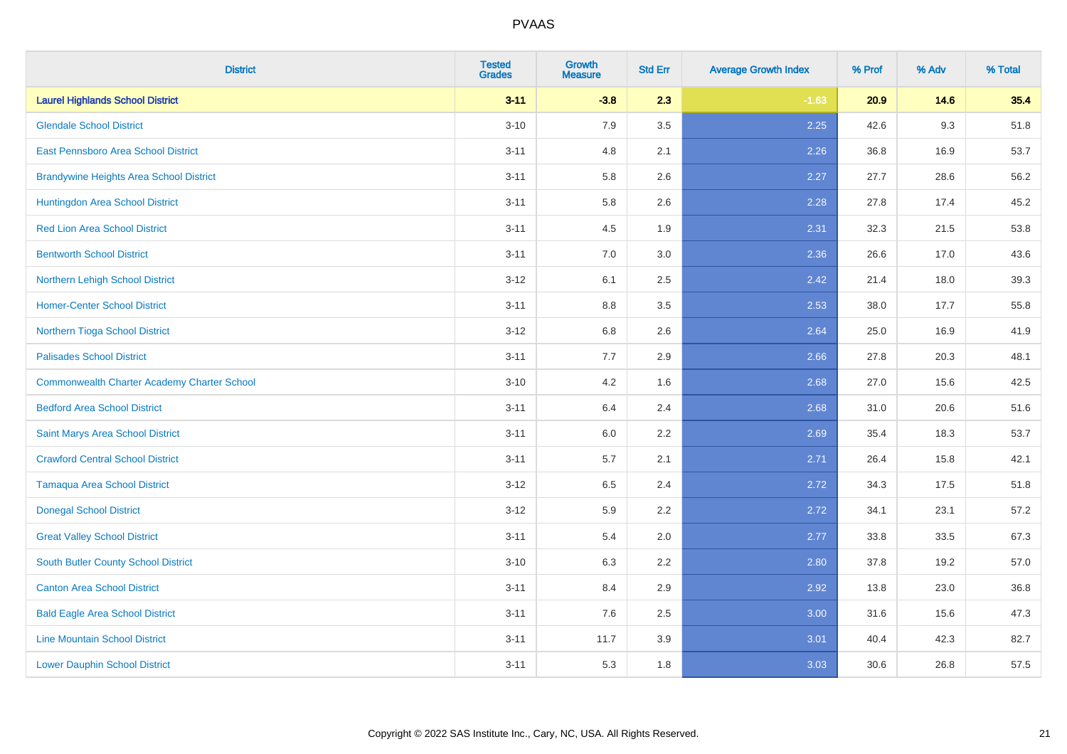# PVAAS

| District | Tested Grades | Growth Measure | Std Err | Average Growth Index | % Prof | % Adv | % Total |
|---|---|---|---|---|---|---|---|
| **Laurel Highlands School District** | **3-11** | **-3.8** | **2.3** | **-1.63** | **20.9** | **14.6** | **35.4** |
| Glendale School District | 3-10 | 7.9 | 3.5 | 2.25 | 42.6 | 9.3 | 51.8 |
| East Pennsboro Area School District | 3-11 | 4.8 | 2.1 | 2.26 | 36.8 | 16.9 | 53.7 |
| Brandywine Heights Area School District | 3-11 | 5.8 | 2.6 | 2.27 | 27.7 | 28.6 | 56.2 |
| Huntingdon Area School District | 3-11 | 5.8 | 2.6 | 2.28 | 27.8 | 17.4 | 45.2 |
| Red Lion Area School District | 3-11 | 4.5 | 1.9 | 2.31 | 32.3 | 21.5 | 53.8 |
| Bentworth School District | 3-11 | 7.0 | 3.0 | 2.36 | 26.6 | 17.0 | 43.6 |
| Northern Lehigh School District | 3-12 | 6.1 | 2.5 | 2.42 | 21.4 | 18.0 | 39.3 |
| Homer-Center School District | 3-11 | 8.8 | 3.5 | 2.53 | 38.0 | 17.7 | 55.8 |
| Northern Tioga School District | 3-12 | 6.8 | 2.6 | 2.64 | 25.0 | 16.9 | 41.9 |
| Palisades School District | 3-11 | 7.7 | 2.9 | 2.66 | 27.8 | 20.3 | 48.1 |
| Commonwealth Charter Academy Charter School | 3-10 | 4.2 | 1.6 | 2.68 | 27.0 | 15.6 | 42.5 |
| Bedford Area School District | 3-11 | 6.4 | 2.4 | 2.68 | 31.0 | 20.6 | 51.6 |
| Saint Marys Area School District | 3-11 | 6.0 | 2.2 | 2.69 | 35.4 | 18.3 | 53.7 |
| Crawford Central School District | 3-11 | 5.7 | 2.1 | 2.71 | 26.4 | 15.8 | 42.1 |
| Tamaqua Area School District | 3-12 | 6.5 | 2.4 | 2.72 | 34.3 | 17.5 | 51.8 |
| Donegal School District | 3-12 | 5.9 | 2.2 | 2.72 | 34.1 | 23.1 | 57.2 |
| Great Valley School District | 3-11 | 5.4 | 2.0 | 2.77 | 33.8 | 33.5 | 67.3 |
| South Butler County School District | 3-10 | 6.3 | 2.2 | 2.80 | 37.8 | 19.2 | 57.0 |
| Canton Area School District | 3-11 | 8.4 | 2.9 | 2.92 | 13.8 | 23.0 | 36.8 |
| Bald Eagle Area School District | 3-11 | 7.6 | 2.5 | 3.00 | 31.6 | 15.6 | 47.3 |
| Line Mountain School District | 3-11 | 11.7 | 3.9 | 3.01 | 40.4 | 42.3 | 82.7 |
| Lower Dauphin School District | 3-11 | 5.3 | 1.8 | 3.03 | 30.6 | 26.8 | 57.5 |

Copyright © 2022 SAS Institute Inc., Cary, NC, USA. All Rights Reserved.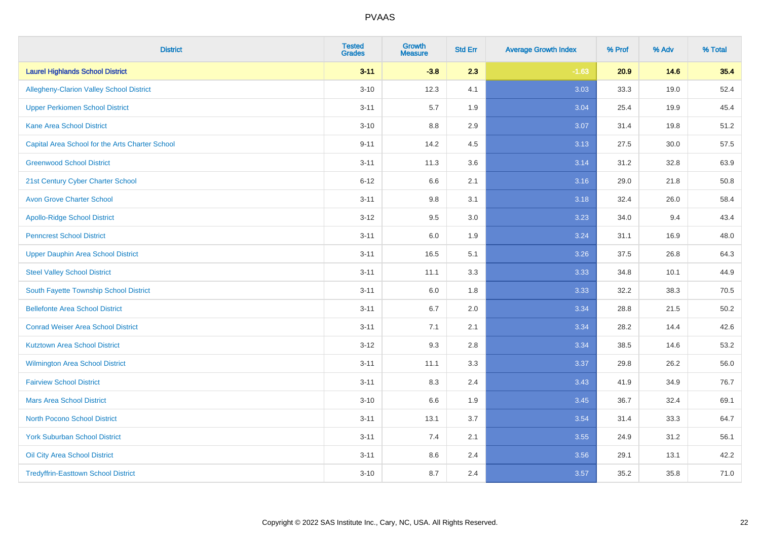# PVAAS

| District | Tested Grades | Growth Measure | Std Err | Average Growth Index | % Prof | % Adv | % Total |
|---|---|---|---|---|---|---|---|
| **Laurel Highlands School District** | **3-11** | **-3.8** | **2.3** | **-1.63** | **20.9** | **14.6** | **35.4** |
| Allegheny-Clarion Valley School District | 3-10 | 12.3 | 4.1 | 3.03 | 33.3 | 19.0 | 52.4 |
| Upper Perkiomen School District | 3-11 | 5.7 | 1.9 | 3.04 | 25.4 | 19.9 | 45.4 |
| Kane Area School District | 3-10 | 8.8 | 2.9 | 3.07 | 31.4 | 19.8 | 51.2 |
| Capital Area School for the Arts Charter School | 9-11 | 14.2 | 4.5 | 3.13 | 27.5 | 30.0 | 57.5 |
| Greenwood School District | 3-11 | 11.3 | 3.6 | 3.14 | 31.2 | 32.8 | 63.9 |
| 21st Century Cyber Charter School | 6-12 | 6.6 | 2.1 | 3.16 | 29.0 | 21.8 | 50.8 |
| Avon Grove Charter School | 3-11 | 9.8 | 3.1 | 3.18 | 32.4 | 26.0 | 58.4 |
| Apollo-Ridge School District | 3-12 | 9.5 | 3.0 | 3.23 | 34.0 | 9.4 | 43.4 |
| Penncrest School District | 3-11 | 6.0 | 1.9 | 3.24 | 31.1 | 16.9 | 48.0 |
| Upper Dauphin Area School District | 3-11 | 16.5 | 5.1 | 3.26 | 37.5 | 26.8 | 64.3 |
| Steel Valley School District | 3-11 | 11.1 | 3.3 | 3.33 | 34.8 | 10.1 | 44.9 |
| South Fayette Township School District | 3-11 | 6.0 | 1.8 | 3.33 | 32.2 | 38.3 | 70.5 |
| Bellefonte Area School District | 3-11 | 6.7 | 2.0 | 3.34 | 28.8 | 21.5 | 50.2 |
| Conrad Weiser Area School District | 3-11 | 7.1 | 2.1 | 3.34 | 28.2 | 14.4 | 42.6 |
| Kutztown Area School District | 3-12 | 9.3 | 2.8 | 3.34 | 38.5 | 14.6 | 53.2 |
| Wilmington Area School District | 3-11 | 11.1 | 3.3 | 3.37 | 29.8 | 26.2 | 56.0 |
| Fairview School District | 3-11 | 8.3 | 2.4 | 3.43 | 41.9 | 34.9 | 76.7 |
| Mars Area School District | 3-10 | 6.6 | 1.9 | 3.45 | 36.7 | 32.4 | 69.1 |
| North Pocono School District | 3-11 | 13.1 | 3.7 | 3.54 | 31.4 | 33.3 | 64.7 |
| York Suburban School District | 3-11 | 7.4 | 2.1 | 3.55 | 24.9 | 31.2 | 56.1 |
| Oil City Area School District | 3-11 | 8.6 | 2.4 | 3.56 | 29.1 | 13.1 | 42.2 |
| Tredyffrin-Easttown School District | 3-10 | 8.7 | 2.4 | 3.57 | 35.2 | 35.8 | 71.0 |

Copyright © 2022 SAS Institute Inc., Cary, NC, USA. All Rights Reserved.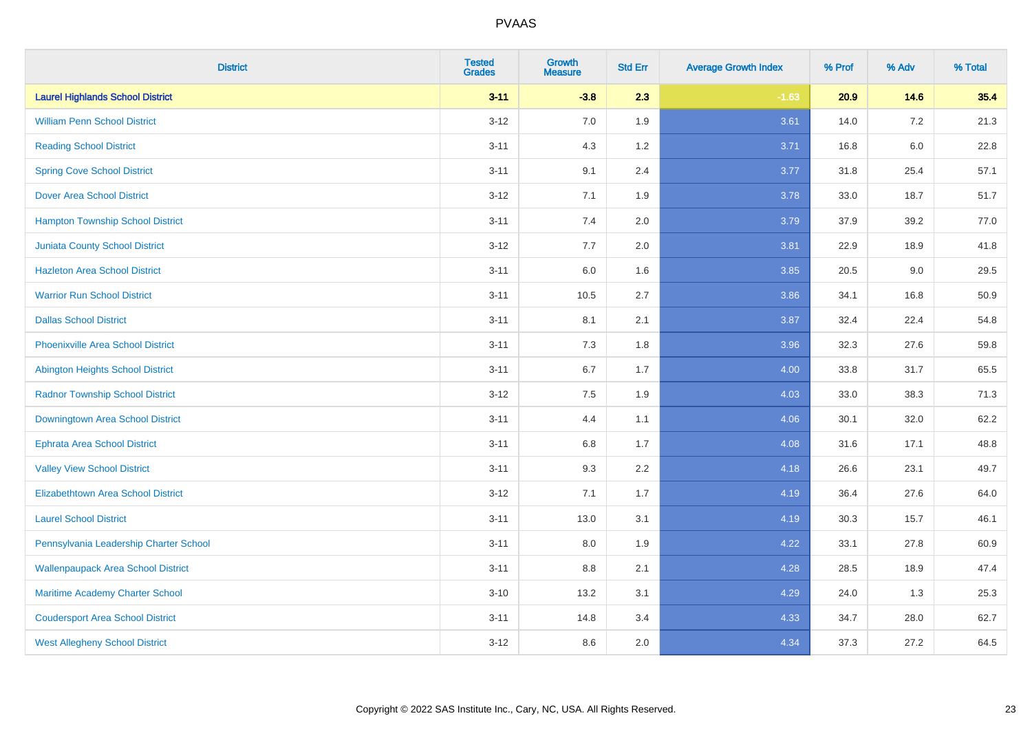# PVAAS

| District | Tested Grades | Growth Measure | Std Err | Average Growth Index | % Prof | % Adv | % Total |
|---|---|---|---|---|---|---|---|
| **Laurel Highlands School District** | **3-11** | **-3.8** | **2.3** | **-1.63** | **20.9** | **14.6** | **35.4** |
| William Penn School District | 3-12 | 7.0 | 1.9 | 3.61 | 14.0 | 7.2 | 21.3 |
| Reading School District | 3-11 | 4.3 | 1.2 | 3.71 | 16.8 | 6.0 | 22.8 |
| Spring Cove School District | 3-11 | 9.1 | 2.4 | 3.77 | 31.8 | 25.4 | 57.1 |
| Dover Area School District | 3-12 | 7.1 | 1.9 | 3.78 | 33.0 | 18.7 | 51.7 |
| Hampton Township School District | 3-11 | 7.4 | 2.0 | 3.79 | 37.9 | 39.2 | 77.0 |
| Juniata County School District | 3-12 | 7.7 | 2.0 | 3.81 | 22.9 | 18.9 | 41.8 |
| Hazleton Area School District | 3-11 | 6.0 | 1.6 | 3.85 | 20.5 | 9.0 | 29.5 |
| Warrior Run School District | 3-11 | 10.5 | 2.7 | 3.86 | 34.1 | 16.8 | 50.9 |
| Dallas School District | 3-11 | 8.1 | 2.1 | 3.87 | 32.4 | 22.4 | 54.8 |
| Phoenixville Area School District | 3-11 | 7.3 | 1.8 | 3.96 | 32.3 | 27.6 | 59.8 |
| Abington Heights School District | 3-11 | 6.7 | 1.7 | 4.00 | 33.8 | 31.7 | 65.5 |
| Radnor Township School District | 3-12 | 7.5 | 1.9 | 4.03 | 33.0 | 38.3 | 71.3 |
| Downingtown Area School District | 3-11 | 4.4 | 1.1 | 4.06 | 30.1 | 32.0 | 62.2 |
| Ephrata Area School District | 3-11 | 6.8 | 1.7 | 4.08 | 31.6 | 17.1 | 48.8 |
| Valley View School District | 3-11 | 9.3 | 2.2 | 4.18 | 26.6 | 23.1 | 49.7 |
| Elizabethtown Area School District | 3-12 | 7.1 | 1.7 | 4.19 | 36.4 | 27.6 | 64.0 |
| Laurel School District | 3-11 | 13.0 | 3.1 | 4.19 | 30.3 | 15.7 | 46.1 |
| Pennsylvania Leadership Charter School | 3-11 | 8.0 | 1.9 | 4.22 | 33.1 | 27.8 | 60.9 |
| Wallenpaupack Area School District | 3-11 | 8.8 | 2.1 | 4.28 | 28.5 | 18.9 | 47.4 |
| Maritime Academy Charter School | 3-10 | 13.2 | 3.1 | 4.29 | 24.0 | 1.3 | 25.3 |
| Coudersport Area School District | 3-11 | 14.8 | 3.4 | 4.33 | 34.7 | 28.0 | 62.7 |
| West Allegheny School District | 3-12 | 8.6 | 2.0 | 4.34 | 37.3 | 27.2 | 64.5 |

Copyright © 2022 SAS Institute Inc., Cary, NC, USA. All Rights Reserved.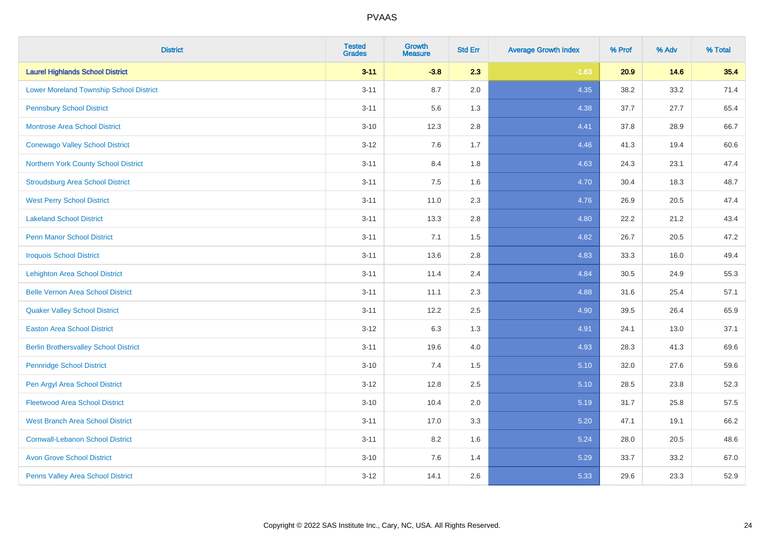# PVAAS

| District | Tested Grades | Growth Measure | Std Err | Average Growth Index | % Prof | % Adv | % Total |
|---|---|---|---|---|---|---|---|
| **Laurel Highlands School District** | **3-11** | **-3.8** | **2.3** | **-1.63** | **20.9** | **14.6** | **35.4** |
| Lower Moreland Township School District | 3-11 | 8.7 | 2.0 | 4.35 | 38.2 | 33.2 | 71.4 |
| Pennsbury School District | 3-11 | 5.6 | 1.3 | 4.38 | 37.7 | 27.7 | 65.4 |
| Montrose Area School District | 3-10 | 12.3 | 2.8 | 4.41 | 37.8 | 28.9 | 66.7 |
| Conewago Valley School District | 3-12 | 7.6 | 1.7 | 4.46 | 41.3 | 19.4 | 60.6 |
| Northern York County School District | 3-11 | 8.4 | 1.8 | 4.63 | 24.3 | 23.1 | 47.4 |
| Stroudsburg Area School District | 3-11 | 7.5 | 1.6 | 4.70 | 30.4 | 18.3 | 48.7 |
| West Perry School District | 3-11 | 11.0 | 2.3 | 4.76 | 26.9 | 20.5 | 47.4 |
| Lakeland School District | 3-11 | 13.3 | 2.8 | 4.80 | 22.2 | 21.2 | 43.4 |
| Penn Manor School District | 3-11 | 7.1 | 1.5 | 4.82 | 26.7 | 20.5 | 47.2 |
| Iroquois School District | 3-11 | 13.6 | 2.8 | 4.83 | 33.3 | 16.0 | 49.4 |
| Lehighton Area School District | 3-11 | 11.4 | 2.4 | 4.84 | 30.5 | 24.9 | 55.3 |
| Belle Vernon Area School District | 3-11 | 11.1 | 2.3 | 4.88 | 31.6 | 25.4 | 57.1 |
| Quaker Valley School District | 3-11 | 12.2 | 2.5 | 4.90 | 39.5 | 26.4 | 65.9 |
| Easton Area School District | 3-12 | 6.3 | 1.3 | 4.91 | 24.1 | 13.0 | 37.1 |
| Berlin Brothersvalley School District | 3-11 | 19.6 | 4.0 | 4.93 | 28.3 | 41.3 | 69.6 |
| Pennridge School District | 3-10 | 7.4 | 1.5 | 5.10 | 32.0 | 27.6 | 59.6 |
| Pen Argyl Area School District | 3-12 | 12.8 | 2.5 | 5.10 | 28.5 | 23.8 | 52.3 |
| Fleetwood Area School District | 3-10 | 10.4 | 2.0 | 5.19 | 31.7 | 25.8 | 57.5 |
| West Branch Area School District | 3-11 | 17.0 | 3.3 | 5.20 | 47.1 | 19.1 | 66.2 |
| Cornwall-Lebanon School District | 3-11 | 8.2 | 1.6 | 5.24 | 28.0 | 20.5 | 48.6 |
| Avon Grove School District | 3-10 | 7.6 | 1.4 | 5.29 | 33.7 | 33.2 | 67.0 |
| Penns Valley Area School District | 3-12 | 14.1 | 2.6 | 5.33 | 29.6 | 23.3 | 52.9 |

Copyright © 2022 SAS Institute Inc., Cary, NC, USA. All Rights Reserved.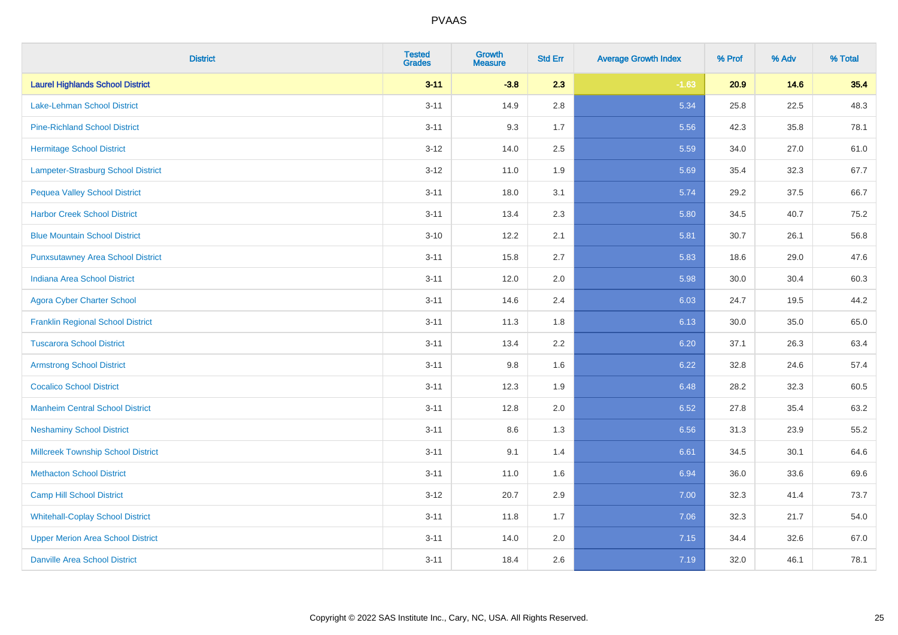| District | Tested Grades | Growth Measure | Std Err | Average Growth Index | % Prof | % Adv | % Total |
|---|---|---|---|---|---|---|---|
| **Laurel Highlands School District** | **3-11** | **-3.8** | **2.3** | **-1.63** | **20.9** | **14.6** | **35.4** |
| Lake-Lehman School District | 3-11 | 14.9 | 2.8 | 5.34 | 25.8 | 22.5 | 48.3 |
| Pine-Richland School District | 3-11 | 9.3 | 1.7 | 5.56 | 42.3 | 35.8 | 78.1 |
| Hermitage School District | 3-12 | 14.0 | 2.5 | 5.59 | 34.0 | 27.0 | 61.0 |
| Lampeter-Strasburg School District | 3-12 | 11.0 | 1.9 | 5.69 | 35.4 | 32.3 | 67.7 |
| Pequea Valley School District | 3-11 | 18.0 | 3.1 | 5.74 | 29.2 | 37.5 | 66.7 |
| Harbor Creek School District | 3-11 | 13.4 | 2.3 | 5.80 | 34.5 | 40.7 | 75.2 |
| Blue Mountain School District | 3-10 | 12.2 | 2.1 | 5.81 | 30.7 | 26.1 | 56.8 |
| Punxsutawney Area School District | 3-11 | 15.8 | 2.7 | 5.83 | 18.6 | 29.0 | 47.6 |
| Indiana Area School District | 3-11 | 12.0 | 2.0 | 5.98 | 30.0 | 30.4 | 60.3 |
| Agora Cyber Charter School | 3-11 | 14.6 | 2.4 | 6.03 | 24.7 | 19.5 | 44.2 |
| Franklin Regional School District | 3-11 | 11.3 | 1.8 | 6.13 | 30.0 | 35.0 | 65.0 |
| Tuscarora School District | 3-11 | 13.4 | 2.2 | 6.20 | 37.1 | 26.3 | 63.4 |
| Armstrong School District | 3-11 | 9.8 | 1.6 | 6.22 | 32.8 | 24.6 | 57.4 |
| Cocalico School District | 3-11 | 12.3 | 1.9 | 6.48 | 28.2 | 32.3 | 60.5 |
| Manheim Central School District | 3-11 | 12.8 | 2.0 | 6.52 | 27.8 | 35.4 | 63.2 |
| Neshaminy School District | 3-11 | 8.6 | 1.3 | 6.56 | 31.3 | 23.9 | 55.2 |
| Millcreek Township School District | 3-11 | 9.1 | 1.4 | 6.61 | 34.5 | 30.1 | 64.6 |
| Methacton School District | 3-11 | 11.0 | 1.6 | 6.94 | 36.0 | 33.6 | 69.6 |
| Camp Hill School District | 3-12 | 20.7 | 2.9 | 7.00 | 32.3 | 41.4 | 73.7 |
| Whitehall-Coplay School District | 3-11 | 11.8 | 1.7 | 7.06 | 32.3 | 21.7 | 54.0 |
| Upper Merion Area School District | 3-11 | 14.0 | 2.0 | 7.15 | 34.4 | 32.6 | 67.0 |
| Danville Area School District | 3-11 | 18.4 | 2.6 | 7.19 | 32.0 | 46.1 | 78.1 |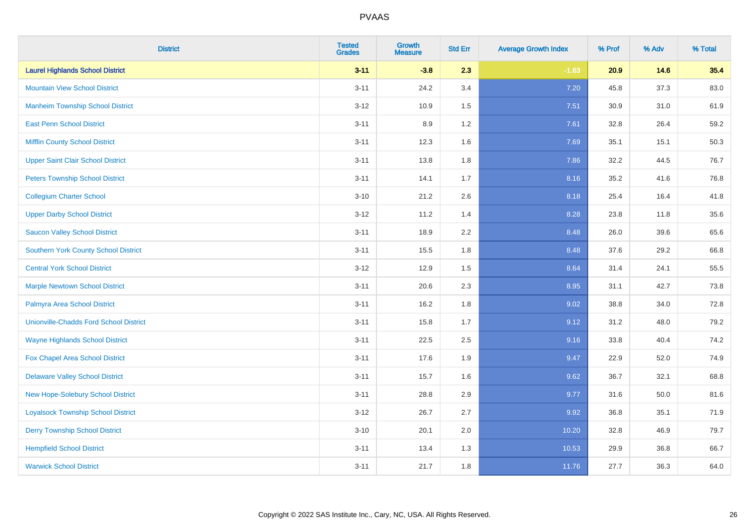| District | Tested Grades | Growth Measure | Std Err | Average Growth Index | % Prof | % Adv | % Total |
|---|---|---|---|---|---|---|---|
| **Laurel Highlands School District** | **3-11** | **-3.8** | **2.3** | **-1.63** | **20.9** | **14.6** | **35.4** |
| Mountain View School District | 3-11 | 24.2 | 3.4 | 7.20 | 45.8 | 37.3 | 83.0 |
| Manheim Township School District | 3-12 | 10.9 | 1.5 | 7.51 | 30.9 | 31.0 | 61.9 |
| East Penn School District | 3-11 | 8.9 | 1.2 | 7.61 | 32.8 | 26.4 | 59.2 |
| Mifflin County School District | 3-11 | 12.3 | 1.6 | 7.69 | 35.1 | 15.1 | 50.3 |
| Upper Saint Clair School District | 3-11 | 13.8 | 1.8 | 7.86 | 32.2 | 44.5 | 76.7 |
| Peters Township School District | 3-11 | 14.1 | 1.7 | 8.16 | 35.2 | 41.6 | 76.8 |
| Collegium Charter School | 3-10 | 21.2 | 2.6 | 8.18 | 25.4 | 16.4 | 41.8 |
| Upper Darby School District | 3-12 | 11.2 | 1.4 | 8.28 | 23.8 | 11.8 | 35.6 |
| Saucon Valley School District | 3-11 | 18.9 | 2.2 | 8.48 | 26.0 | 39.6 | 65.6 |
| Southern York County School District | 3-11 | 15.5 | 1.8 | 8.48 | 37.6 | 29.2 | 66.8 |
| Central York School District | 3-12 | 12.9 | 1.5 | 8.64 | 31.4 | 24.1 | 55.5 |
| Marple Newtown School District | 3-11 | 20.6 | 2.3 | 8.95 | 31.1 | 42.7 | 73.8 |
| Palmyra Area School District | 3-11 | 16.2 | 1.8 | 9.02 | 38.8 | 34.0 | 72.8 |
| Unionville-Chadds Ford School District | 3-11 | 15.8 | 1.7 | 9.12 | 31.2 | 48.0 | 79.2 |
| Wayne Highlands School District | 3-11 | 22.5 | 2.5 | 9.16 | 33.8 | 40.4 | 74.2 |
| Fox Chapel Area School District | 3-11 | 17.6 | 1.9 | 9.47 | 22.9 | 52.0 | 74.9 |
| Delaware Valley School District | 3-11 | 15.7 | 1.6 | 9.62 | 36.7 | 32.1 | 68.8 |
| New Hope-Solebury School District | 3-11 | 28.8 | 2.9 | 9.77 | 31.6 | 50.0 | 81.6 |
| Loyalsock Township School District | 3-12 | 26.7 | 2.7 | 9.92 | 36.8 | 35.1 | 71.9 |
| Derry Township School District | 3-10 | 20.1 | 2.0 | 10.20 | 32.8 | 46.9 | 79.7 |
| Hempfield School District | 3-11 | 13.4 | 1.3 | 10.53 | 29.9 | 36.8 | 66.7 |
| Warwick School District | 3-11 | 21.7 | 1.8 | 11.76 | 27.7 | 36.3 | 64.0 |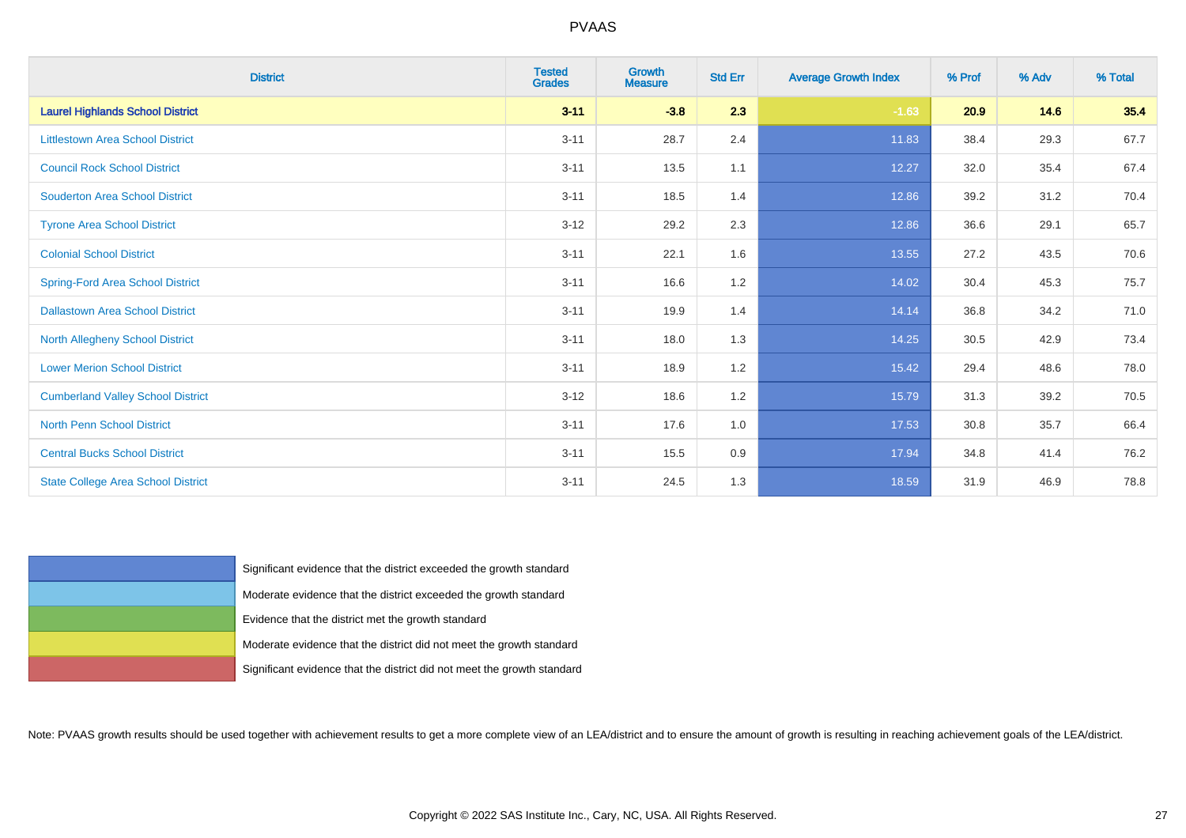# PVAAS

| District | Tested Grades | Growth Measure | Std Err | Average Growth Index | % Prof | % Adv | % Total |
|---|---|---|---|---|---|---|---|
| **Laurel Highlands School District** | **3-11** | **-3.8** | **2.3** | **-1.63** | **20.9** | **14.6** | **35.4** |
| Littlestown Area School District | 3-11 | 28.7 | 2.4 | 11.83 | 38.4 | 29.3 | 67.7 |
| Council Rock School District | 3-11 | 13.5 | 1.1 | 12.27 | 32.0 | 35.4 | 67.4 |
| Souderton Area School District | 3-11 | 18.5 | 1.4 | 12.86 | 39.2 | 31.2 | 70.4 |
| Tyrone Area School District | 3-12 | 29.2 | 2.3 | 12.86 | 36.6 | 29.1 | 65.7 |
| Colonial School District | 3-11 | 22.1 | 1.6 | 13.55 | 27.2 | 43.5 | 70.6 |
| Spring-Ford Area School District | 3-11 | 16.6 | 1.2 | 14.02 | 30.4 | 45.3 | 75.7 |
| Dallastown Area School District | 3-11 | 19.9 | 1.4 | 14.14 | 36.8 | 34.2 | 71.0 |
| North Allegheny School District | 3-11 | 18.0 | 1.3 | 14.25 | 30.5 | 42.9 | 73.4 |
| Lower Merion School District | 3-11 | 18.9 | 1.2 | 15.42 | 29.4 | 48.6 | 78.0 |
| Cumberland Valley School District | 3-12 | 18.6 | 1.2 | 15.79 | 31.3 | 39.2 | 70.5 |
| North Penn School District | 3-11 | 17.6 | 1.0 | 17.53 | 30.8 | 35.7 | 66.4 |
| Central Bucks School District | 3-11 | 15.5 | 0.9 | 17.94 | 34.8 | 41.4 | 76.2 |
| State College Area School District | 3-11 | 24.5 | 1.3 | 18.59 | 31.9 | 46.9 | 78.8 |

Significant evidence that the district exceeded the growth standard

Moderate evidence that the district exceeded the growth standard

Evidence that the district met the growth standard

Moderate evidence that the district did not meet the growth standard

Significant evidence that the district did not meet the growth standard

Note: PVAAS growth results should be used together with achievement results to get a more complete view of an LEA/district and to ensure the amount of growth is resulting in reaching achievement goals of the LEA/district.

Copyright © 2022 SAS Institute Inc., Cary, NC, USA. All Rights Reserved.